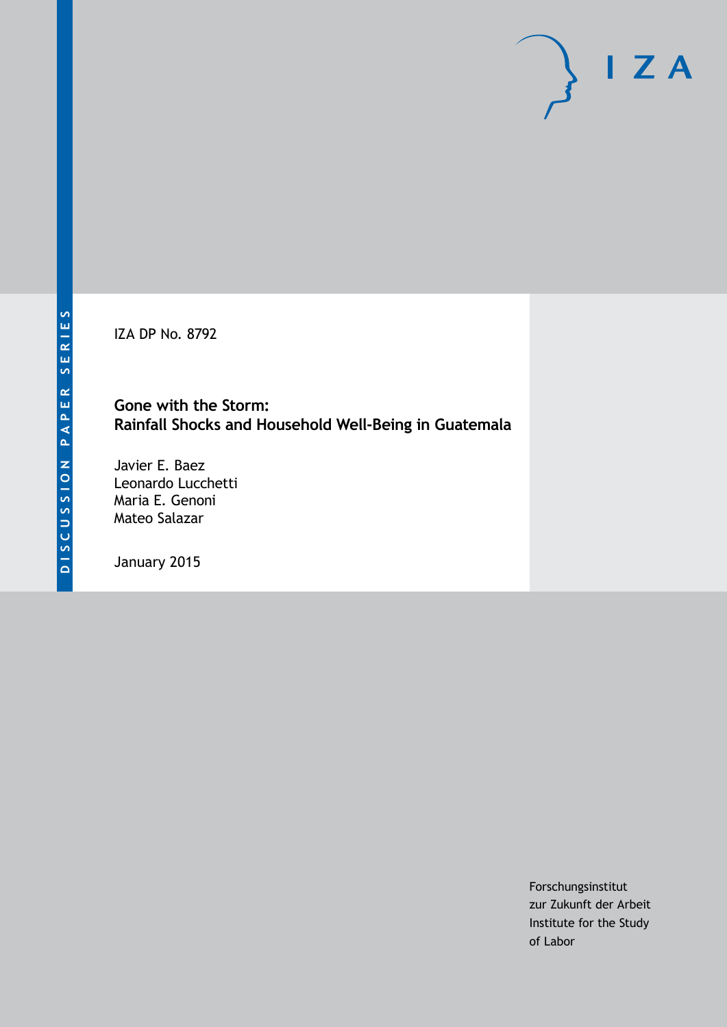DISCUSSION PAPER SERIES

IZA

IZA DP No. 8792

# Gone with the Storm: Rainfall Shocks and Household Well-Being in Guatemala

Javier E. Baez
Leonardo Lucchetti
Maria E. Genoni
Mateo Salazar

January 2015

Forschungsinstitut
zur Zukunft der Arbeit
Institute for the Study
of Labor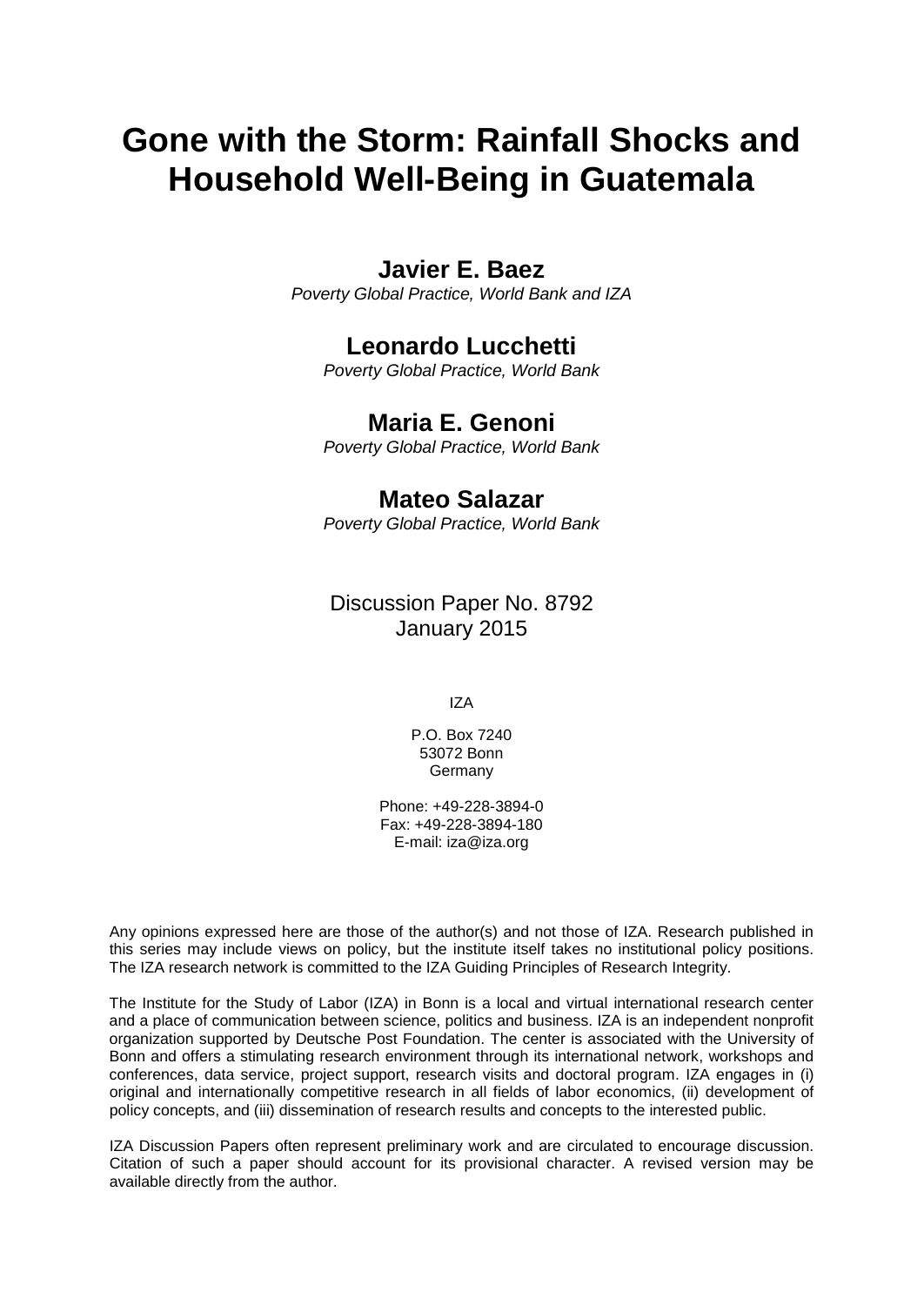# Gone with the Storm: Rainfall Shocks and Household Well-Being in Guatemala

**Javier E. Baez**

*Poverty Global Practice, World Bank and IZA*

**Leonardo Lucchetti**

*Poverty Global Practice, World Bank*

**Maria E. Genoni**

*Poverty Global Practice, World Bank*

**Mateo Salazar**

*Poverty Global Practice, World Bank*

Discussion Paper No. 8792
January 2015

IZA

P.O. Box 7240
53072 Bonn
Germany

Phone: +49-228-3894-0
Fax: +49-228-3894-180
E-mail: iza@iza.org

Any opinions expressed here are those of the author(s) and not those of IZA. Research published in this series may include views on policy, but the institute itself takes no institutional policy positions. The IZA research network is committed to the IZA Guiding Principles of Research Integrity.

The Institute for the Study of Labor (IZA) in Bonn is a local and virtual international research center and a place of communication between science, politics and business. IZA is an independent nonprofit organization supported by Deutsche Post Foundation. The center is associated with the University of Bonn and offers a stimulating research environment through its international network, workshops and conferences, data service, project support, research visits and doctoral program. IZA engages in (i) original and internationally competitive research in all fields of labor economics, (ii) development of policy concepts, and (iii) dissemination of research results and concepts to the interested public.

IZA Discussion Papers often represent preliminary work and are circulated to encourage discussion. Citation of such a paper should account for its provisional character. A revised version may be available directly from the author.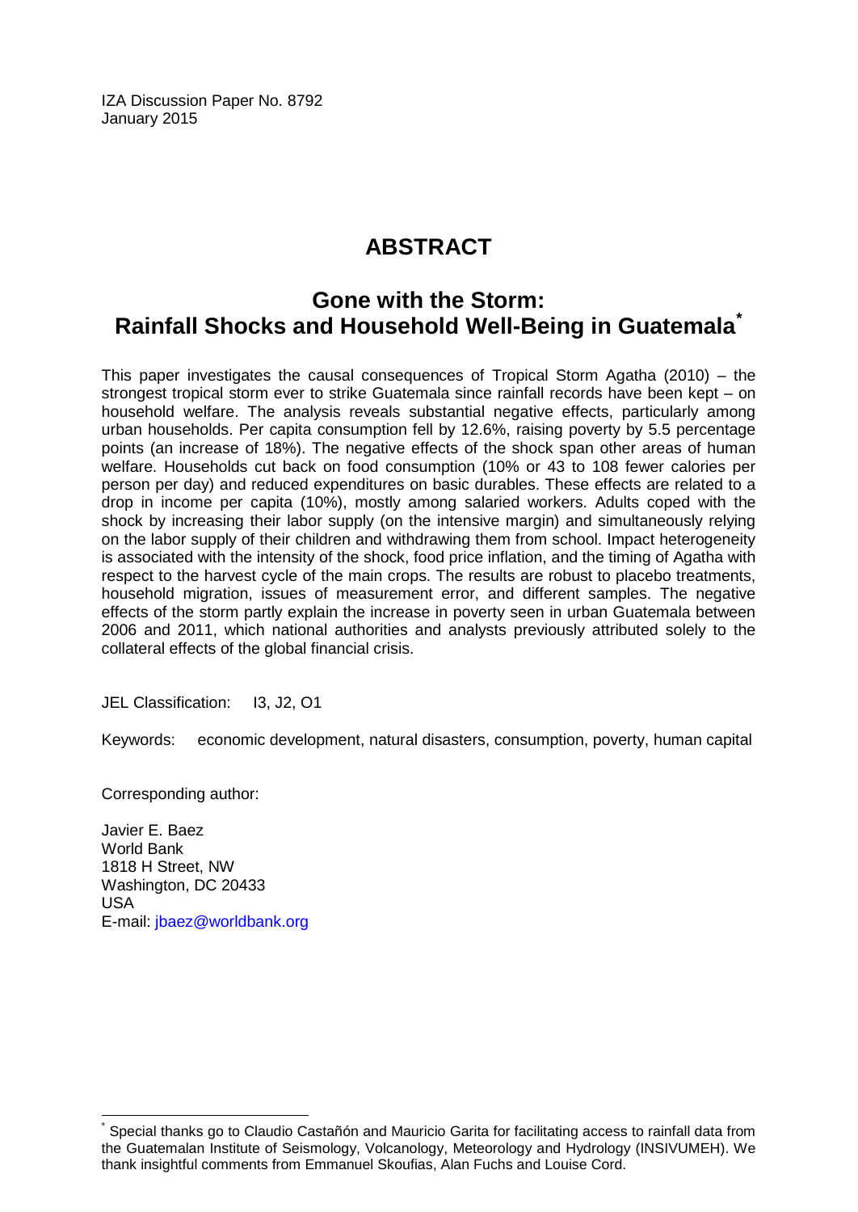IZA Discussion Paper No. 8792
January 2015

# ABSTRACT

## Gone with the Storm: Rainfall Shocks and Household Well-Being in Guatemala*

This paper investigates the causal consequences of Tropical Storm Agatha (2010) – the strongest tropical storm ever to strike Guatemala since rainfall records have been kept – on household welfare. The analysis reveals substantial negative effects, particularly among urban households. Per capita consumption fell by 12.6%, raising poverty by 5.5 percentage points (an increase of 18%). The negative effects of the shock span other areas of human welfare. Households cut back on food consumption (10% or 43 to 108 fewer calories per person per day) and reduced expenditures on basic durables. These effects are related to a drop in income per capita (10%), mostly among salaried workers. Adults coped with the shock by increasing their labor supply (on the intensive margin) and simultaneously relying on the labor supply of their children and withdrawing them from school. Impact heterogeneity is associated with the intensity of the shock, food price inflation, and the timing of Agatha with respect to the harvest cycle of the main crops. The results are robust to placebo treatments, household migration, issues of measurement error, and different samples. The negative effects of the storm partly explain the increase in poverty seen in urban Guatemala between 2006 and 2011, which national authorities and analysts previously attributed solely to the collateral effects of the global financial crisis.

JEL Classification: I3, J2, O1

Keywords: economic development, natural disasters, consumption, poverty, human capital

Corresponding author:

Javier E. Baez
World Bank
1818 H Street, NW
Washington, DC 20433
USA
E-mail: jbaez@worldbank.org

---

* Special thanks go to Claudio Castañón and Mauricio Garita for facilitating access to rainfall data from the Guatemalan Institute of Seismology, Volcanology, Meteorology and Hydrology (INSIVUMEH). We thank insightful comments from Emmanuel Skoufias, Alan Fuchs and Louise Cord.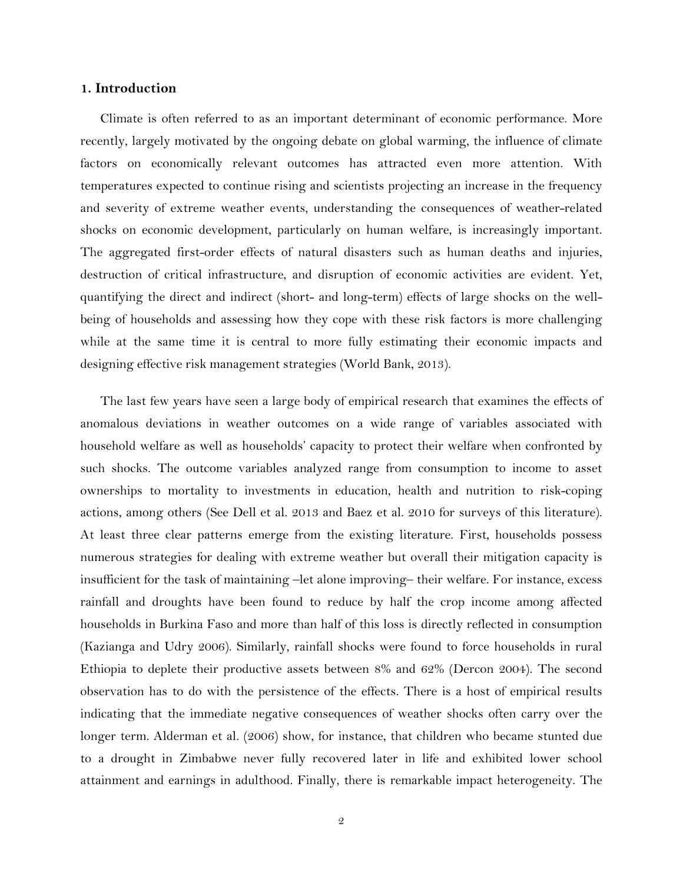## 1. Introduction

Climate is often referred to as an important determinant of economic performance. More recently, largely motivated by the ongoing debate on global warming, the influence of climate factors on economically relevant outcomes has attracted even more attention. With temperatures expected to continue rising and scientists projecting an increase in the frequency and severity of extreme weather events, understanding the consequences of weather-related shocks on economic development, particularly on human welfare, is increasingly important. The aggregated first-order effects of natural disasters such as human deaths and injuries, destruction of critical infrastructure, and disruption of economic activities are evident. Yet, quantifying the direct and indirect (short- and long-term) effects of large shocks on the well-being of households and assessing how they cope with these risk factors is more challenging while at the same time it is central to more fully estimating their economic impacts and designing effective risk management strategies (World Bank, 2013).

The last few years have seen a large body of empirical research that examines the effects of anomalous deviations in weather outcomes on a wide range of variables associated with household welfare as well as households' capacity to protect their welfare when confronted by such shocks. The outcome variables analyzed range from consumption to income to asset ownerships to mortality to investments in education, health and nutrition to risk-coping actions, among others (See Dell et al. 2013 and Baez et al. 2010 for surveys of this literature). At least three clear patterns emerge from the existing literature. First, households possess numerous strategies for dealing with extreme weather but overall their mitigation capacity is insufficient for the task of maintaining –let alone improving– their welfare. For instance, excess rainfall and droughts have been found to reduce by half the crop income among affected households in Burkina Faso and more than half of this loss is directly reflected in consumption (Kazianga and Udry 2006). Similarly, rainfall shocks were found to force households in rural Ethiopia to deplete their productive assets between 8% and 62% (Dercon 2004). The second observation has to do with the persistence of the effects. There is a host of empirical results indicating that the immediate negative consequences of weather shocks often carry over the longer term. Alderman et al. (2006) show, for instance, that children who became stunted due to a drought in Zimbabwe never fully recovered later in life and exhibited lower school attainment and earnings in adulthood. Finally, there is remarkable impact heterogeneity. The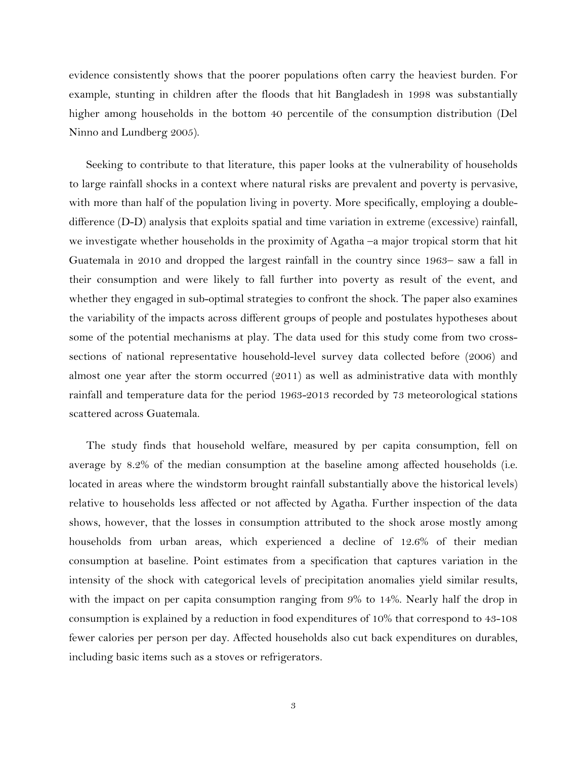evidence consistently shows that the poorer populations often carry the heaviest burden. For example, stunting in children after the floods that hit Bangladesh in 1998 was substantially higher among households in the bottom 40 percentile of the consumption distribution (Del Ninno and Lundberg 2005).

Seeking to contribute to that literature, this paper looks at the vulnerability of households to large rainfall shocks in a context where natural risks are prevalent and poverty is pervasive, with more than half of the population living in poverty. More specifically, employing a double-difference (D-D) analysis that exploits spatial and time variation in extreme (excessive) rainfall, we investigate whether households in the proximity of Agatha –a major tropical storm that hit Guatemala in 2010 and dropped the largest rainfall in the country since 1963– saw a fall in their consumption and were likely to fall further into poverty as result of the event, and whether they engaged in sub-optimal strategies to confront the shock. The paper also examines the variability of the impacts across different groups of people and postulates hypotheses about some of the potential mechanisms at play. The data used for this study come from two cross-sections of national representative household-level survey data collected before (2006) and almost one year after the storm occurred (2011) as well as administrative data with monthly rainfall and temperature data for the period 1963-2013 recorded by 73 meteorological stations scattered across Guatemala.

The study finds that household welfare, measured by per capita consumption, fell on average by 8.2% of the median consumption at the baseline among affected households (i.e. located in areas where the windstorm brought rainfall substantially above the historical levels) relative to households less affected or not affected by Agatha. Further inspection of the data shows, however, that the losses in consumption attributed to the shock arose mostly among households from urban areas, which experienced a decline of 12.6% of their median consumption at baseline. Point estimates from a specification that captures variation in the intensity of the shock with categorical levels of precipitation anomalies yield similar results, with the impact on per capita consumption ranging from 9% to 14%. Nearly half the drop in consumption is explained by a reduction in food expenditures of 10% that correspond to 43-108 fewer calories per person per day. Affected households also cut back expenditures on durables, including basic items such as a stoves or refrigerators.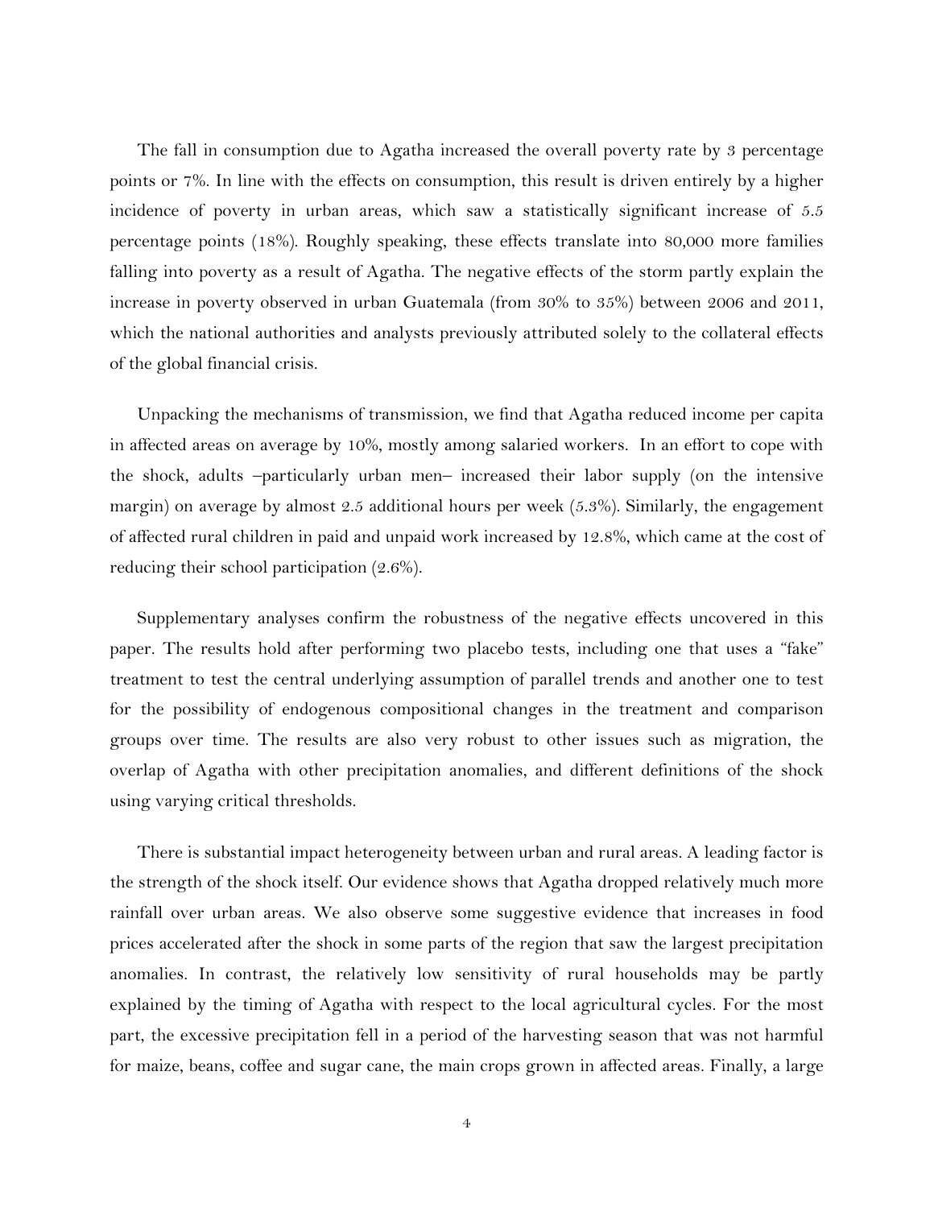The fall in consumption due to Agatha increased the overall poverty rate by 3 percentage points or 7%. In line with the effects on consumption, this result is driven entirely by a higher incidence of poverty in urban areas, which saw a statistically significant increase of 5.5 percentage points (18%). Roughly speaking, these effects translate into 80,000 more families falling into poverty as a result of Agatha. The negative effects of the storm partly explain the increase in poverty observed in urban Guatemala (from 30% to 35%) between 2006 and 2011, which the national authorities and analysts previously attributed solely to the collateral effects of the global financial crisis.

Unpacking the mechanisms of transmission, we find that Agatha reduced income per capita in affected areas on average by 10%, mostly among salaried workers. In an effort to cope with the shock, adults –particularly urban men– increased their labor supply (on the intensive margin) on average by almost 2.5 additional hours per week (5.3%). Similarly, the engagement of affected rural children in paid and unpaid work increased by 12.8%, which came at the cost of reducing their school participation (2.6%).

Supplementary analyses confirm the robustness of the negative effects uncovered in this paper. The results hold after performing two placebo tests, including one that uses a "fake" treatment to test the central underlying assumption of parallel trends and another one to test for the possibility of endogenous compositional changes in the treatment and comparison groups over time. The results are also very robust to other issues such as migration, the overlap of Agatha with other precipitation anomalies, and different definitions of the shock using varying critical thresholds.

There is substantial impact heterogeneity between urban and rural areas. A leading factor is the strength of the shock itself. Our evidence shows that Agatha dropped relatively much more rainfall over urban areas. We also observe some suggestive evidence that increases in food prices accelerated after the shock in some parts of the region that saw the largest precipitation anomalies. In contrast, the relatively low sensitivity of rural households may be partly explained by the timing of Agatha with respect to the local agricultural cycles. For the most part, the excessive precipitation fell in a period of the harvesting season that was not harmful for maize, beans, coffee and sugar cane, the main crops grown in affected areas. Finally, a large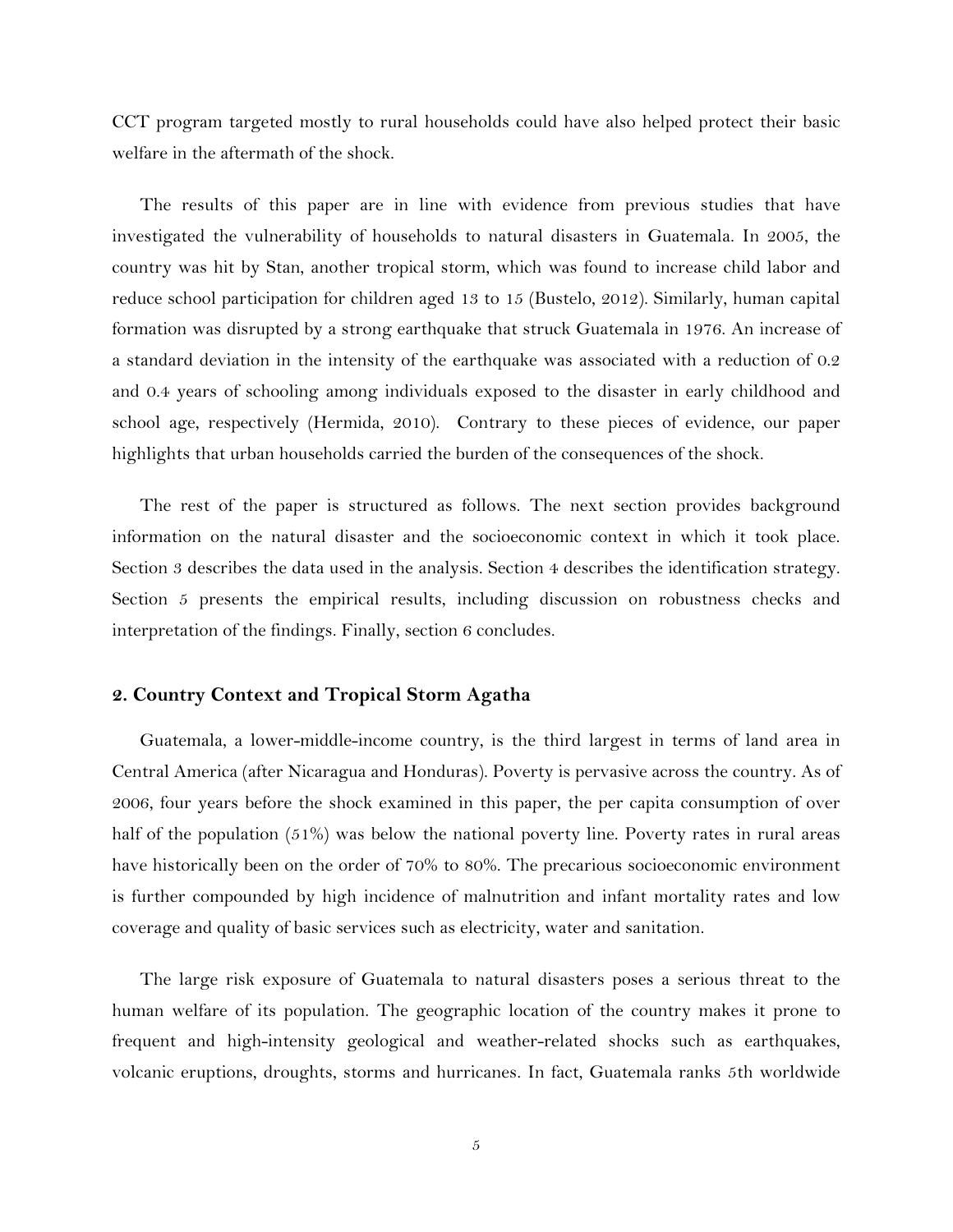CCT program targeted mostly to rural households could have also helped protect their basic welfare in the aftermath of the shock.

The results of this paper are in line with evidence from previous studies that have investigated the vulnerability of households to natural disasters in Guatemala. In 2005, the country was hit by Stan, another tropical storm, which was found to increase child labor and reduce school participation for children aged 13 to 15 (Bustelo, 2012). Similarly, human capital formation was disrupted by a strong earthquake that struck Guatemala in 1976. An increase of a standard deviation in the intensity of the earthquake was associated with a reduction of 0.2 and 0.4 years of schooling among individuals exposed to the disaster in early childhood and school age, respectively (Hermida, 2010). Contrary to these pieces of evidence, our paper highlights that urban households carried the burden of the consequences of the shock.

The rest of the paper is structured as follows. The next section provides background information on the natural disaster and the socioeconomic context in which it took place. Section 3 describes the data used in the analysis. Section 4 describes the identification strategy. Section 5 presents the empirical results, including discussion on robustness checks and interpretation of the findings. Finally, section 6 concludes.

## 2. Country Context and Tropical Storm Agatha

Guatemala, a lower-middle-income country, is the third largest in terms of land area in Central America (after Nicaragua and Honduras). Poverty is pervasive across the country. As of 2006, four years before the shock examined in this paper, the per capita consumption of over half of the population (51%) was below the national poverty line. Poverty rates in rural areas have historically been on the order of 70% to 80%. The precarious socioeconomic environment is further compounded by high incidence of malnutrition and infant mortality rates and low coverage and quality of basic services such as electricity, water and sanitation.

The large risk exposure of Guatemala to natural disasters poses a serious threat to the human welfare of its population. The geographic location of the country makes it prone to frequent and high-intensity geological and weather-related shocks such as earthquakes, volcanic eruptions, droughts, storms and hurricanes. In fact, Guatemala ranks 5th worldwide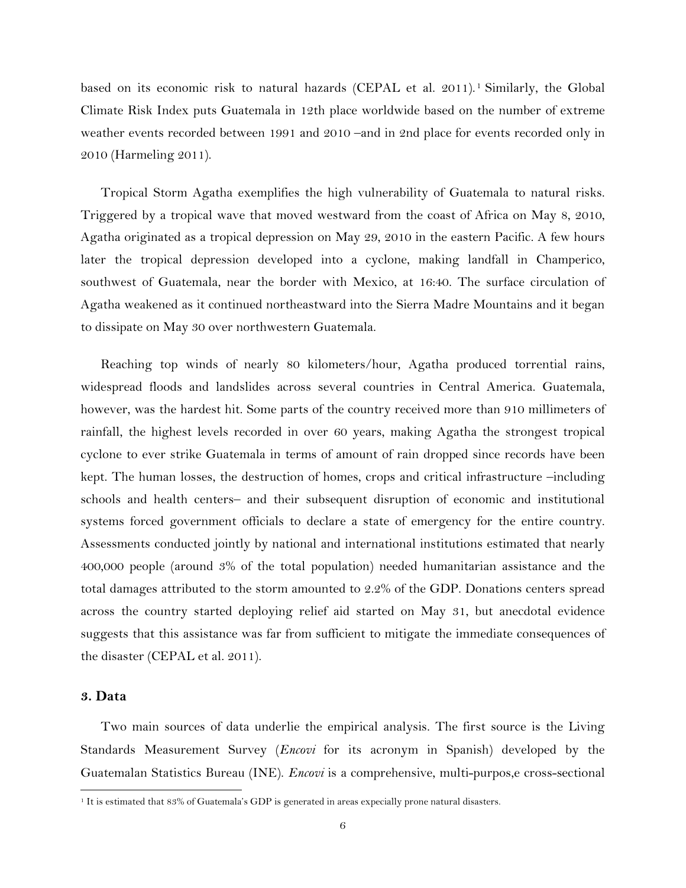based on its economic risk to natural hazards (CEPAL et al. 2011).[1] Similarly, the Global Climate Risk Index puts Guatemala in 12th place worldwide based on the number of extreme weather events recorded between 1991 and 2010 –and in 2nd place for events recorded only in 2010 (Harmeling 2011).

Tropical Storm Agatha exemplifies the high vulnerability of Guatemala to natural risks. Triggered by a tropical wave that moved westward from the coast of Africa on May 8, 2010, Agatha originated as a tropical depression on May 29, 2010 in the eastern Pacific. A few hours later the tropical depression developed into a cyclone, making landfall in Champerico, southwest of Guatemala, near the border with Mexico, at 16:40. The surface circulation of Agatha weakened as it continued northeastward into the Sierra Madre Mountains and it began to dissipate on May 30 over northwestern Guatemala.

Reaching top winds of nearly 80 kilometers/hour, Agatha produced torrential rains, widespread floods and landslides across several countries in Central America. Guatemala, however, was the hardest hit. Some parts of the country received more than 910 millimeters of rainfall, the highest levels recorded in over 60 years, making Agatha the strongest tropical cyclone to ever strike Guatemala in terms of amount of rain dropped since records have been kept. The human losses, the destruction of homes, crops and critical infrastructure –including schools and health centers– and their subsequent disruption of economic and institutional systems forced government officials to declare a state of emergency for the entire country. Assessments conducted jointly by national and international institutions estimated that nearly 400,000 people (around 3% of the total population) needed humanitarian assistance and the total damages attributed to the storm amounted to 2.2% of the GDP. Donations centers spread across the country started deploying relief aid started on May 31, but anecdotal evidence suggests that this assistance was far from sufficient to mitigate the immediate consequences of the disaster (CEPAL et al. 2011).

## 3. Data

Two main sources of data underlie the empirical analysis. The first source is the Living Standards Measurement Survey (*Encovi* for its acronym in Spanish) developed by the Guatemalan Statistics Bureau (INE). *Encovi* is a comprehensive, multi-purpos,e cross-sectional

[1] It is estimated that 83% of Guatemala's GDP is generated in areas expecially prone natural disasters.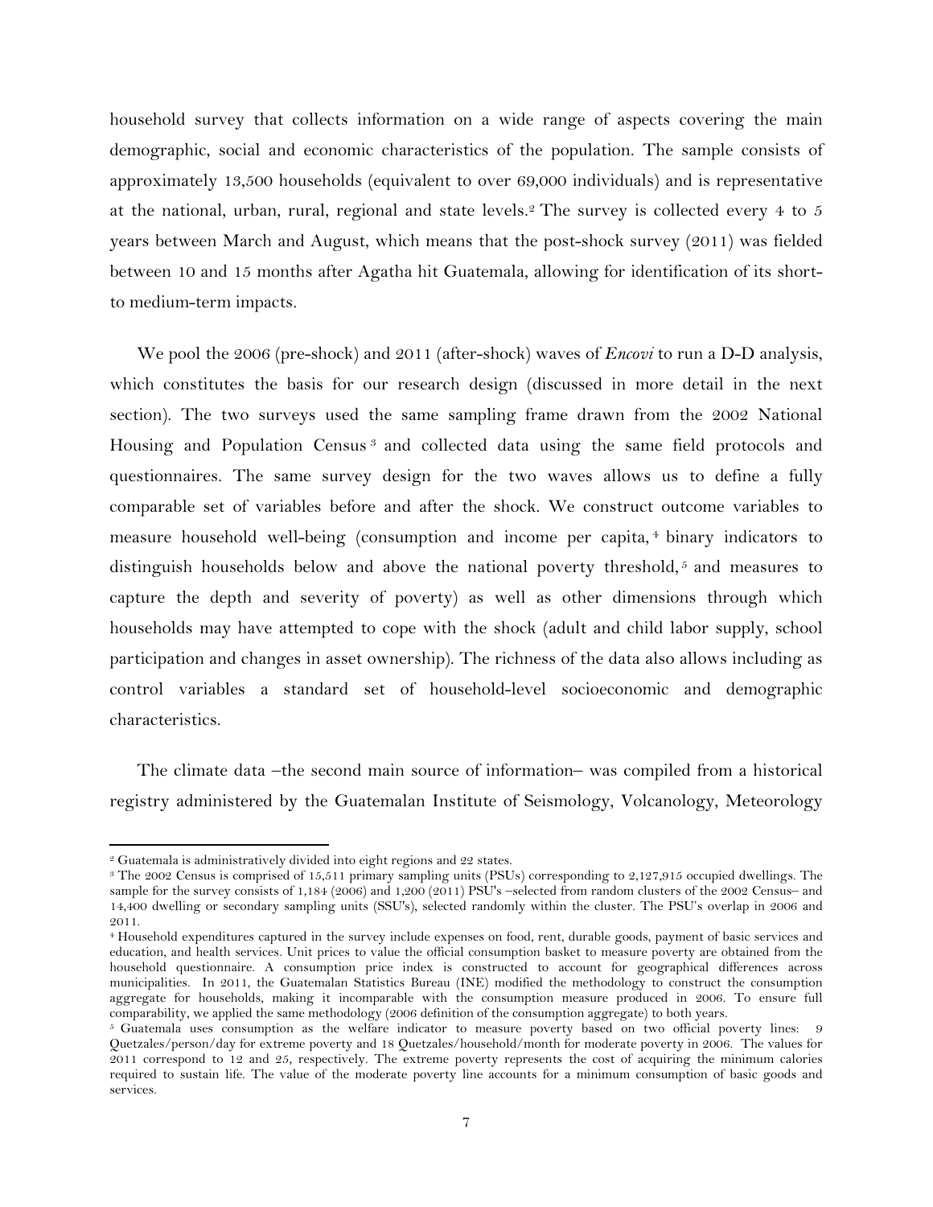household survey that collects information on a wide range of aspects covering the main demographic, social and economic characteristics of the population. The sample consists of approximately 13,500 households (equivalent to over 69,000 individuals) and is representative at the national, urban, rural, regional and state levels.[2] The survey is collected every 4 to 5 years between March and August, which means that the post-shock survey (2011) was fielded between 10 and 15 months after Agatha hit Guatemala, allowing for identification of its short- to medium-term impacts.

We pool the 2006 (pre-shock) and 2011 (after-shock) waves of *Encovi* to run a D-D analysis, which constitutes the basis for our research design (discussed in more detail in the next section). The two surveys used the same sampling frame drawn from the 2002 National Housing and Population Census[3] and collected data using the same field protocols and questionnaires. The same survey design for the two waves allows us to define a fully comparable set of variables before and after the shock. We construct outcome variables to measure household well-being (consumption and income per capita,[4] binary indicators to distinguish households below and above the national poverty threshold,[5] and measures to capture the depth and severity of poverty) as well as other dimensions through which households may have attempted to cope with the shock (adult and child labor supply, school participation and changes in asset ownership). The richness of the data also allows including as control variables a standard set of household-level socioeconomic and demographic characteristics.

The climate data –the second main source of information– was compiled from a historical registry administered by the Guatemalan Institute of Seismology, Volcanology, Meteorology

---

[2] Guatemala is administratively divided into eight regions and 22 states.

[3] The 2002 Census is comprised of 15,511 primary sampling units (PSUs) corresponding to 2,127,915 occupied dwellings. The sample for the survey consists of 1,184 (2006) and 1,200 (2011) PSU's –selected from random clusters of the 2002 Census– and 14,400 dwelling or secondary sampling units (SSU's), selected randomly within the cluster. The PSU's overlap in 2006 and 2011.

[4] Household expenditures captured in the survey include expenses on food, rent, durable goods, payment of basic services and education, and health services. Unit prices to value the official consumption basket to measure poverty are obtained from the household questionnaire. A consumption price index is constructed to account for geographical differences across municipalities. In 2011, the Guatemalan Statistics Bureau (INE) modified the methodology to construct the consumption aggregate for households, making it incomparable with the consumption measure produced in 2006. To ensure full comparability, we applied the same methodology (2006 definition of the consumption aggregate) to both years.

[5] Guatemala uses consumption as the welfare indicator to measure poverty based on two official poverty lines: 9 Quetzales/person/day for extreme poverty and 18 Quetzales/household/month for moderate poverty in 2006. The values for 2011 correspond to 12 and 25, respectively. The extreme poverty represents the cost of acquiring the minimum calories required to sustain life. The value of the moderate poverty line accounts for a minimum consumption of basic goods and services.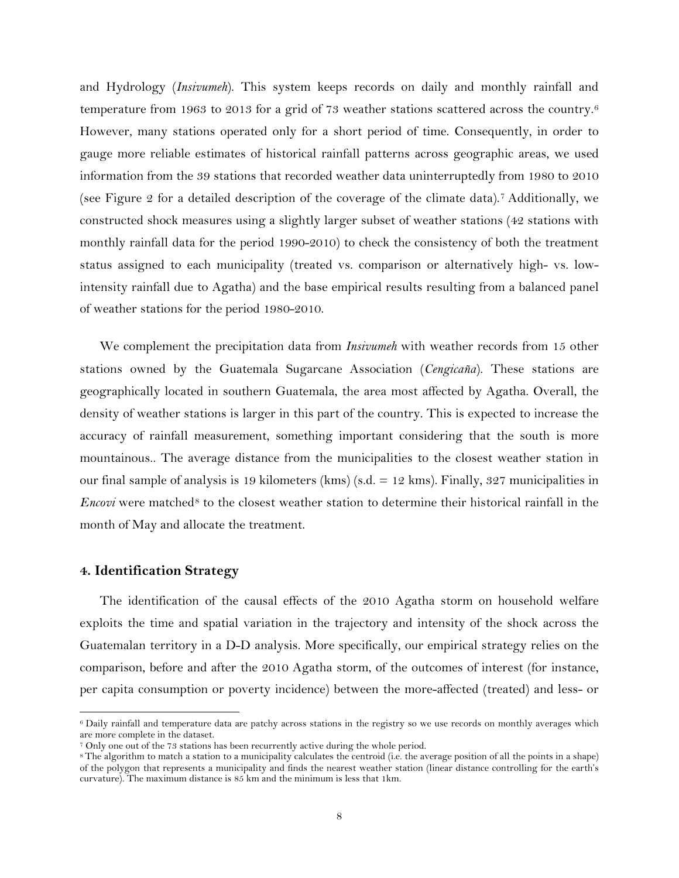and Hydrology (*Insivumeh*). This system keeps records on daily and monthly rainfall and temperature from 1963 to 2013 for a grid of 73 weather stations scattered across the country.[6] However, many stations operated only for a short period of time. Consequently, in order to gauge more reliable estimates of historical rainfall patterns across geographic areas, we used information from the 39 stations that recorded weather data uninterruptedly from 1980 to 2010 (see Figure 2 for a detailed description of the coverage of the climate data).[7] Additionally, we constructed shock measures using a slightly larger subset of weather stations (42 stations with monthly rainfall data for the period 1990-2010) to check the consistency of both the treatment status assigned to each municipality (treated vs. comparison or alternatively high- vs. low-intensity rainfall due to Agatha) and the base empirical results resulting from a balanced panel of weather stations for the period 1980-2010.

We complement the precipitation data from *Insivumeh* with weather records from 15 other stations owned by the Guatemala Sugarcane Association (*Cengicaña*). These stations are geographically located in southern Guatemala, the area most affected by Agatha. Overall, the density of weather stations is larger in this part of the country. This is expected to increase the accuracy of rainfall measurement, something important considering that the south is more mountainous.. The average distance from the municipalities to the closest weather station in our final sample of analysis is 19 kilometers (kms) (s.d. = 12 kms). Finally, 327 municipalities in *Encovi* were matched[8] to the closest weather station to determine their historical rainfall in the month of May and allocate the treatment.

## 4. Identification Strategy

The identification of the causal effects of the 2010 Agatha storm on household welfare exploits the time and spatial variation in the trajectory and intensity of the shock across the Guatemalan territory in a D-D analysis. More specifically, our empirical strategy relies on the comparison, before and after the 2010 Agatha storm, of the outcomes of interest (for instance, per capita consumption or poverty incidence) between the more-affected (treated) and less- or

---

[6] Daily rainfall and temperature data are patchy across stations in the registry so we use records on monthly averages which are more complete in the dataset.

[7] Only one out of the 73 stations has been recurrently active during the whole period.

[8] The algorithm to match a station to a municipality calculates the centroid (i.e. the average position of all the points in a shape) of the polygon that represents a municipality and finds the nearest weather station (linear distance controlling for the earth's curvature). The maximum distance is 85 km and the minimum is less that 1km.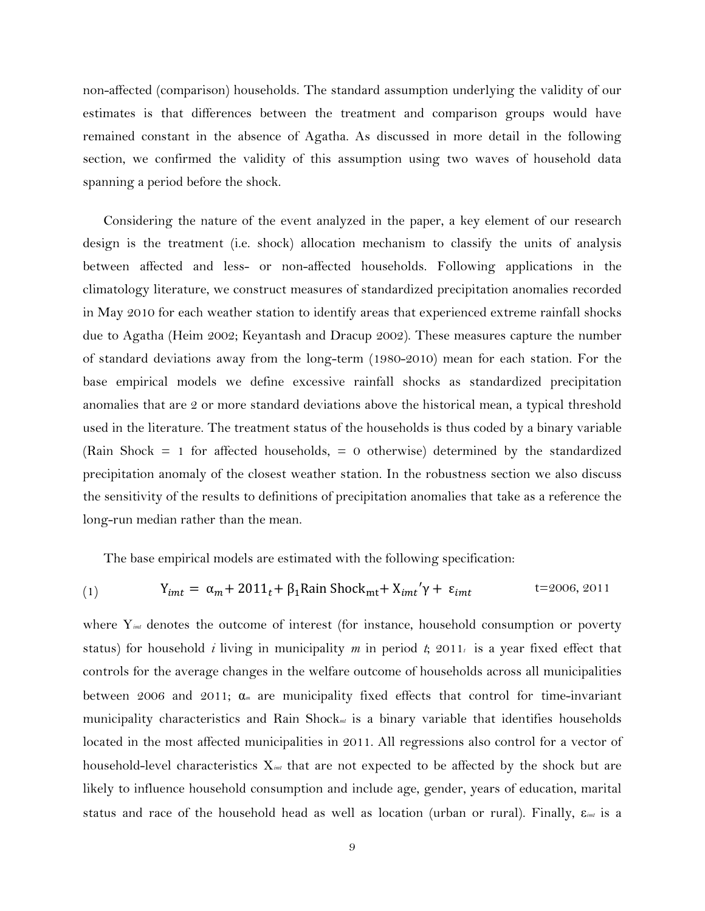non-affected (comparison) households. The standard assumption underlying the validity of our estimates is that differences between the treatment and comparison groups would have remained constant in the absence of Agatha. As discussed in more detail in the following section, we confirmed the validity of this assumption using two waves of household data spanning a period before the shock.

Considering the nature of the event analyzed in the paper, a key element of our research design is the treatment (i.e. shock) allocation mechanism to classify the units of analysis between affected and less- or non-affected households. Following applications in the climatology literature, we construct measures of standardized precipitation anomalies recorded in May 2010 for each weather station to identify areas that experienced extreme rainfall shocks due to Agatha (Heim 2002; Keyantash and Dracup 2002). These measures capture the number of standard deviations away from the long-term (1980-2010) mean for each station. For the base empirical models we define excessive rainfall shocks as standardized precipitation anomalies that are 2 or more standard deviations above the historical mean, a typical threshold used in the literature. The treatment status of the households is thus coded by a binary variable (Rain Shock = 1 for affected households, = 0 otherwise) determined by the standardized precipitation anomaly of the closest weather station. In the robustness section we also discuss the sensitivity of the results to definitions of precipitation anomalies that take as a reference the long-run median rather than the mean.

The base empirical models are estimated with the following specification:

$$\text{(1)} \qquad Y_{imt} = \alpha_m + 2011_t + \beta_1 \text{Rain Shock}_{mt} + X_{imt}{'}\gamma + \varepsilon_{imt} \qquad t=2006, 2011$$

where $Y_{imt}$ denotes the outcome of interest (for instance, household consumption or poverty status) for household *i* living in municipality *m* in period *t*; $2011_t$ is a year fixed effect that controls for the average changes in the welfare outcome of households across all municipalities between 2006 and 2011; $\alpha_m$ are municipality fixed effects that control for time-invariant municipality characteristics and Rain $\text{Shock}_{mt}$ is a binary variable that identifies households located in the most affected municipalities in 2011. All regressions also control for a vector of household-level characteristics $X_{imt}$ that are not expected to be affected by the shock but are likely to influence household consumption and include age, gender, years of education, marital status and race of the household head as well as location (urban or rural). Finally, $\varepsilon_{imt}$ is a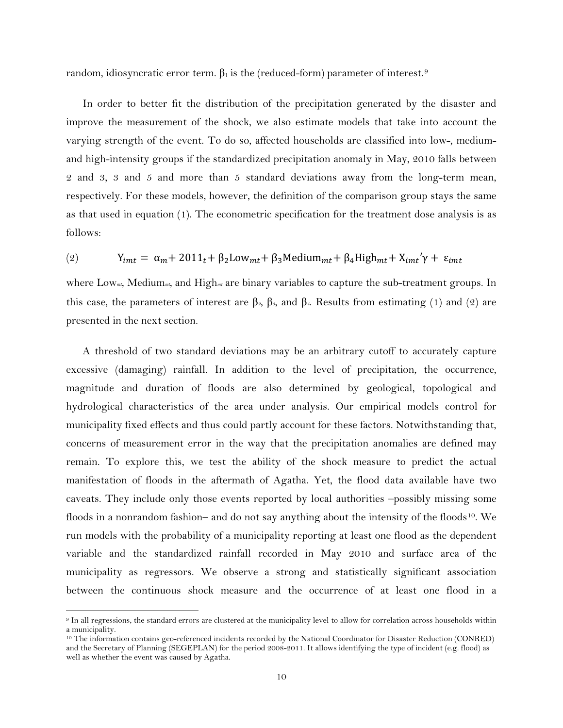random, idiosyncratic error term. $\beta_1$ is the (reduced-form) parameter of interest.[9]

In order to better fit the distribution of the precipitation generated by the disaster and improve the measurement of the shock, we also estimate models that take into account the varying strength of the event. To do so, affected households are classified into low-, medium- and high-intensity groups if the standardized precipitation anomaly in May, 2010 falls between 2 and 3, 3 and 5 and more than 5 standard deviations away from the long-term mean, respectively. For these models, however, the definition of the comparison group stays the same as that used in equation (1). The econometric specification for the treatment dose analysis is as follows:

$$(2) \qquad Y_{imt} = \alpha_m + 2011_t + \beta_2 \text{Low}_{mt} + \beta_3 \text{Medium}_{mt} + \beta_4 \text{High}_{mt} + X_{imt}'\gamma + \varepsilon_{imt}$$

where $\text{Low}_{mt}$, $\text{Medium}_{mt}$, and $\text{High}_{mt}$ are binary variables to capture the sub-treatment groups. In this case, the parameters of interest are $\beta_2$, $\beta_3$, and $\beta_4$. Results from estimating (1) and (2) are presented in the next section.

A threshold of two standard deviations may be an arbitrary cutoff to accurately capture excessive (damaging) rainfall. In addition to the level of precipitation, the occurrence, magnitude and duration of floods are also determined by geological, topological and hydrological characteristics of the area under analysis. Our empirical models control for municipality fixed effects and thus could partly account for these factors. Notwithstanding that, concerns of measurement error in the way that the precipitation anomalies are defined may remain. To explore this, we test the ability of the shock measure to predict the actual manifestation of floods in the aftermath of Agatha. Yet, the flood data available have two caveats. They include only those events reported by local authorities –possibly missing some floods in a nonrandom fashion– and do not say anything about the intensity of the floods[10]. We run models with the probability of a municipality reporting at least one flood as the dependent variable and the standardized rainfall recorded in May 2010 and surface area of the municipality as regressors. We observe a strong and statistically significant association between the continuous shock measure and the occurrence of at least one flood in a

[9] In all regressions, the standard errors are clustered at the municipality level to allow for correlation across households within a municipality.

[10] The information contains geo-referenced incidents recorded by the National Coordinator for Disaster Reduction (CONRED) and the Secretary of Planning (SEGEPLAN) for the period 2008-2011. It allows identifying the type of incident (e.g. flood) as well as whether the event was caused by Agatha.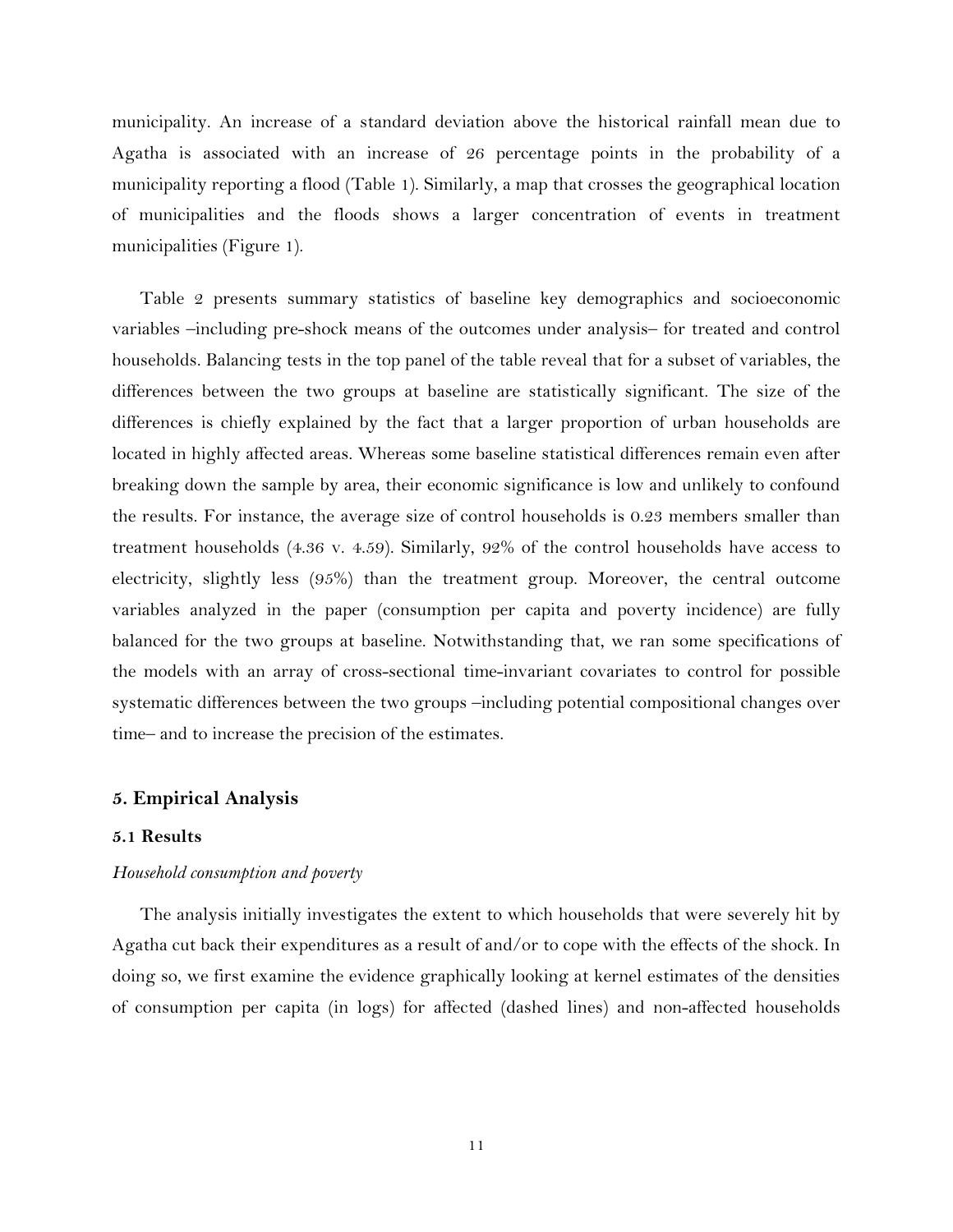municipality. An increase of a standard deviation above the historical rainfall mean due to Agatha is associated with an increase of 26 percentage points in the probability of a municipality reporting a flood (Table 1). Similarly, a map that crosses the geographical location of municipalities and the floods shows a larger concentration of events in treatment municipalities (Figure 1).

Table 2 presents summary statistics of baseline key demographics and socioeconomic variables –including pre-shock means of the outcomes under analysis– for treated and control households. Balancing tests in the top panel of the table reveal that for a subset of variables, the differences between the two groups at baseline are statistically significant. The size of the differences is chiefly explained by the fact that a larger proportion of urban households are located in highly affected areas. Whereas some baseline statistical differences remain even after breaking down the sample by area, their economic significance is low and unlikely to confound the results. For instance, the average size of control households is 0.23 members smaller than treatment households (4.36 v. 4.59). Similarly, 92% of the control households have access to electricity, slightly less (95%) than the treatment group. Moreover, the central outcome variables analyzed in the paper (consumption per capita and poverty incidence) are fully balanced for the two groups at baseline. Notwithstanding that, we ran some specifications of the models with an array of cross-sectional time-invariant covariates to control for possible systematic differences between the two groups –including potential compositional changes over time– and to increase the precision of the estimates.

## 5. Empirical Analysis

### 5.1 Results

*Household consumption and poverty*

The analysis initially investigates the extent to which households that were severely hit by Agatha cut back their expenditures as a result of and/or to cope with the effects of the shock. In doing so, we first examine the evidence graphically looking at kernel estimates of the densities of consumption per capita (in logs) for affected (dashed lines) and non-affected households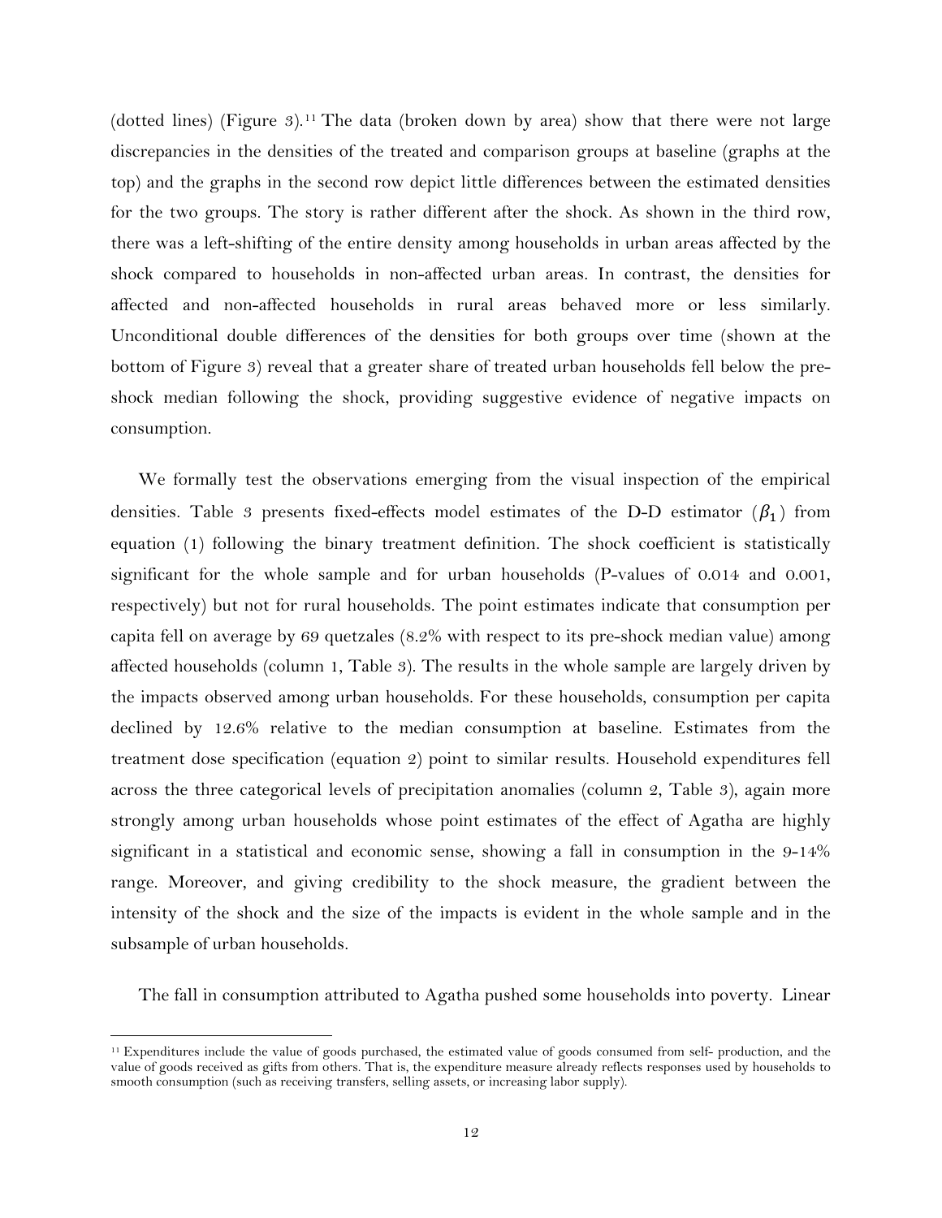(dotted lines) (Figure 3).[11] The data (broken down by area) show that there were not large discrepancies in the densities of the treated and comparison groups at baseline (graphs at the top) and the graphs in the second row depict little differences between the estimated densities for the two groups. The story is rather different after the shock. As shown in the third row, there was a left-shifting of the entire density among households in urban areas affected by the shock compared to households in non-affected urban areas. In contrast, the densities for affected and non-affected households in rural areas behaved more or less similarly. Unconditional double differences of the densities for both groups over time (shown at the bottom of Figure 3) reveal that a greater share of treated urban households fell below the pre-shock median following the shock, providing suggestive evidence of negative impacts on consumption.

We formally test the observations emerging from the visual inspection of the empirical densities. Table 3 presents fixed-effects model estimates of the D-D estimator ($\beta_1$) from equation (1) following the binary treatment definition. The shock coefficient is statistically significant for the whole sample and for urban households (P-values of 0.014 and 0.001, respectively) but not for rural households. The point estimates indicate that consumption per capita fell on average by 69 quetzales (8.2% with respect to its pre-shock median value) among affected households (column 1, Table 3). The results in the whole sample are largely driven by the impacts observed among urban households. For these households, consumption per capita declined by 12.6% relative to the median consumption at baseline. Estimates from the treatment dose specification (equation 2) point to similar results. Household expenditures fell across the three categorical levels of precipitation anomalies (column 2, Table 3), again more strongly among urban households whose point estimates of the effect of Agatha are highly significant in a statistical and economic sense, showing a fall in consumption in the 9-14% range. Moreover, and giving credibility to the shock measure, the gradient between the intensity of the shock and the size of the impacts is evident in the whole sample and in the subsample of urban households.

The fall in consumption attributed to Agatha pushed some households into poverty. Linear

[11] Expenditures include the value of goods purchased, the estimated value of goods consumed from self- production, and the value of goods received as gifts from others. That is, the expenditure measure already reflects responses used by households to smooth consumption (such as receiving transfers, selling assets, or increasing labor supply).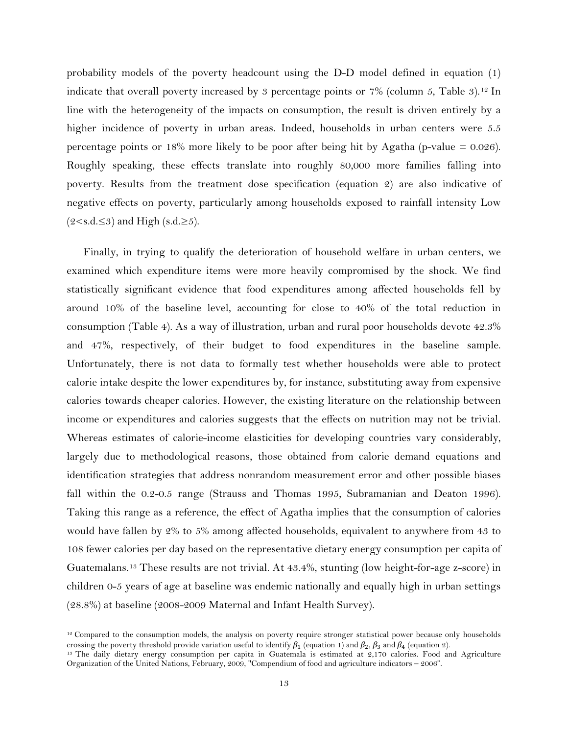probability models of the poverty headcount using the D-D model defined in equation (1) indicate that overall poverty increased by 3 percentage points or 7% (column 5, Table 3).[12] In line with the heterogeneity of the impacts on consumption, the result is driven entirely by a higher incidence of poverty in urban areas. Indeed, households in urban centers were 5.5 percentage points or 18% more likely to be poor after being hit by Agatha (p-value = 0.026). Roughly speaking, these effects translate into roughly 80,000 more families falling into poverty. Results from the treatment dose specification (equation 2) are also indicative of negative effects on poverty, particularly among households exposed to rainfall intensity Low (2<s.d.≤3) and High (s.d.≥5).

Finally, in trying to qualify the deterioration of household welfare in urban centers, we examined which expenditure items were more heavily compromised by the shock. We find statistically significant evidence that food expenditures among affected households fell by around 10% of the baseline level, accounting for close to 40% of the total reduction in consumption (Table 4). As a way of illustration, urban and rural poor households devote 42.3% and 47%, respectively, of their budget to food expenditures in the baseline sample. Unfortunately, there is not data to formally test whether households were able to protect calorie intake despite the lower expenditures by, for instance, substituting away from expensive calories towards cheaper calories. However, the existing literature on the relationship between income or expenditures and calories suggests that the effects on nutrition may not be trivial. Whereas estimates of calorie-income elasticities for developing countries vary considerably, largely due to methodological reasons, those obtained from calorie demand equations and identification strategies that address nonrandom measurement error and other possible biases fall within the 0.2-0.5 range (Strauss and Thomas 1995, Subramanian and Deaton 1996). Taking this range as a reference, the effect of Agatha implies that the consumption of calories would have fallen by 2% to 5% among affected households, equivalent to anywhere from 43 to 108 fewer calories per day based on the representative dietary energy consumption per capita of Guatemalans.[13] These results are not trivial. At 43.4%, stunting (low height-for-age z-score) in children 0-5 years of age at baseline was endemic nationally and equally high in urban settings (28.8%) at baseline (2008-2009 Maternal and Infant Health Survey).

---

[12] Compared to the consumption models, the analysis on poverty require stronger statistical power because only households crossing the poverty threshold provide variation useful to identify $\beta_1$ (equation 1) and $\beta_2$, $\beta_3$ and $\beta_4$ (equation 2).

[13] The daily dietary energy consumption per capita in Guatemala is estimated at 2,170 calories. Food and Agriculture Organization of the United Nations, February, 2009, "Compendium of food and agriculture indicators – 2006".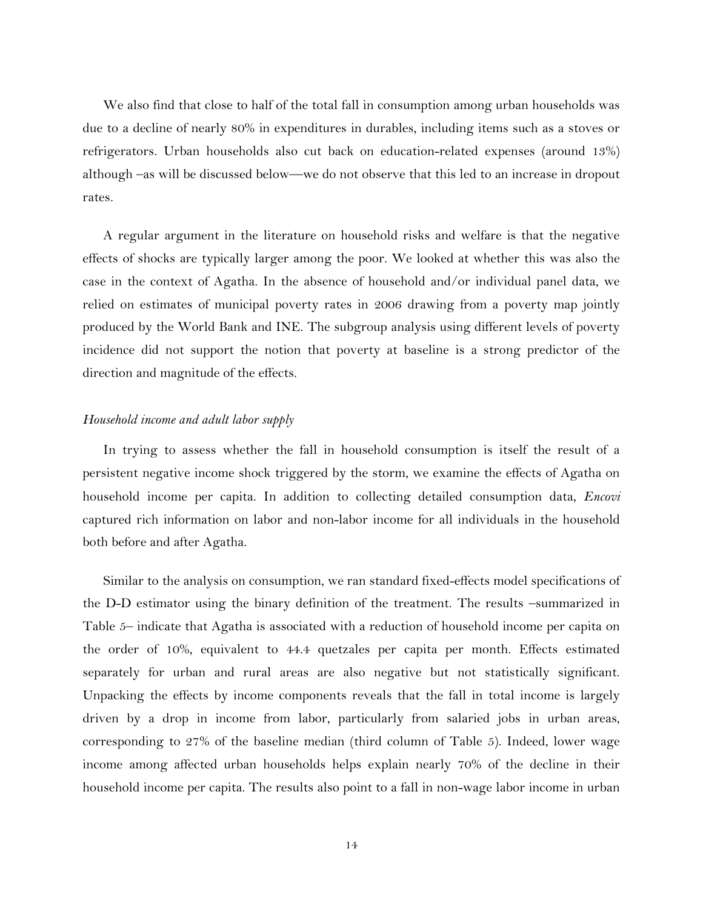We also find that close to half of the total fall in consumption among urban households was due to a decline of nearly 80% in expenditures in durables, including items such as a stoves or refrigerators. Urban households also cut back on education-related expenses (around 13%) although –as will be discussed below—we do not observe that this led to an increase in dropout rates.

A regular argument in the literature on household risks and welfare is that the negative effects of shocks are typically larger among the poor. We looked at whether this was also the case in the context of Agatha. In the absence of household and/or individual panel data, we relied on estimates of municipal poverty rates in 2006 drawing from a poverty map jointly produced by the World Bank and INE. The subgroup analysis using different levels of poverty incidence did not support the notion that poverty at baseline is a strong predictor of the direction and magnitude of the effects.

*Household income and adult labor supply*

In trying to assess whether the fall in household consumption is itself the result of a persistent negative income shock triggered by the storm, we examine the effects of Agatha on household income per capita. In addition to collecting detailed consumption data, *Encovi* captured rich information on labor and non-labor income for all individuals in the household both before and after Agatha.

Similar to the analysis on consumption, we ran standard fixed-effects model specifications of the D-D estimator using the binary definition of the treatment. The results –summarized in Table 5– indicate that Agatha is associated with a reduction of household income per capita on the order of 10%, equivalent to 44.4 quetzales per capita per month. Effects estimated separately for urban and rural areas are also negative but not statistically significant. Unpacking the effects by income components reveals that the fall in total income is largely driven by a drop in income from labor, particularly from salaried jobs in urban areas, corresponding to 27% of the baseline median (third column of Table 5). Indeed, lower wage income among affected urban households helps explain nearly 70% of the decline in their household income per capita. The results also point to a fall in non-wage labor income in urban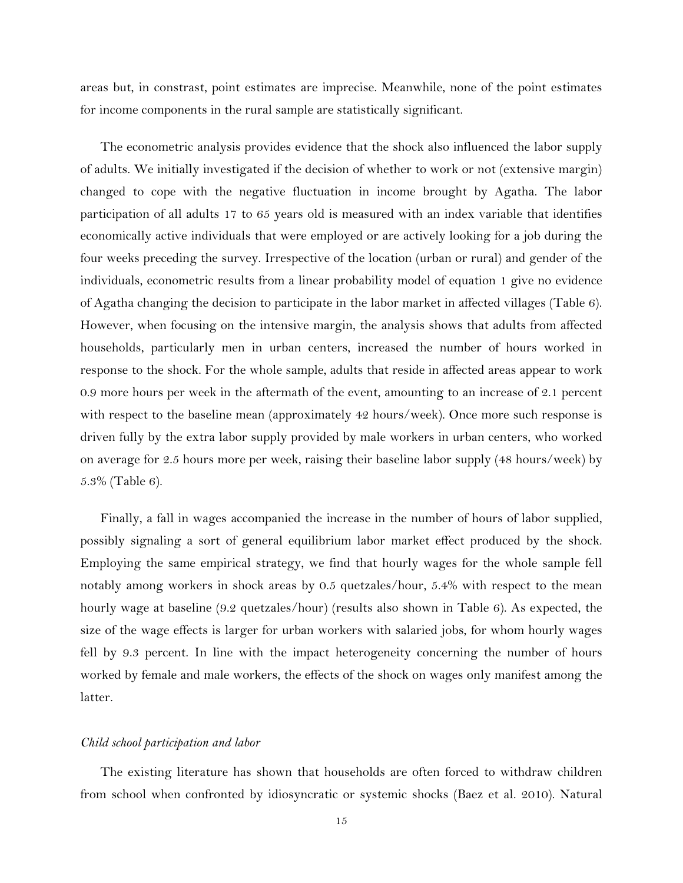areas but, in constrast, point estimates are imprecise. Meanwhile, none of the point estimates for income components in the rural sample are statistically significant.

The econometric analysis provides evidence that the shock also influenced the labor supply of adults. We initially investigated if the decision of whether to work or not (extensive margin) changed to cope with the negative fluctuation in income brought by Agatha. The labor participation of all adults 17 to 65 years old is measured with an index variable that identifies economically active individuals that were employed or are actively looking for a job during the four weeks preceding the survey. Irrespective of the location (urban or rural) and gender of the individuals, econometric results from a linear probability model of equation 1 give no evidence of Agatha changing the decision to participate in the labor market in affected villages (Table 6). However, when focusing on the intensive margin, the analysis shows that adults from affected households, particularly men in urban centers, increased the number of hours worked in response to the shock. For the whole sample, adults that reside in affected areas appear to work 0.9 more hours per week in the aftermath of the event, amounting to an increase of 2.1 percent with respect to the baseline mean (approximately 42 hours/week). Once more such response is driven fully by the extra labor supply provided by male workers in urban centers, who worked on average for 2.5 hours more per week, raising their baseline labor supply (48 hours/week) by 5.3% (Table 6).

Finally, a fall in wages accompanied the increase in the number of hours of labor supplied, possibly signaling a sort of general equilibrium labor market effect produced by the shock. Employing the same empirical strategy, we find that hourly wages for the whole sample fell notably among workers in shock areas by 0.5 quetzales/hour, 5.4% with respect to the mean hourly wage at baseline (9.2 quetzales/hour) (results also shown in Table 6). As expected, the size of the wage effects is larger for urban workers with salaried jobs, for whom hourly wages fell by 9.3 percent. In line with the impact heterogeneity concerning the number of hours worked by female and male workers, the effects of the shock on wages only manifest among the latter.

### *Child school participation and labor*

The existing literature has shown that households are often forced to withdraw children from school when confronted by idiosyncratic or systemic shocks (Baez et al. 2010). Natural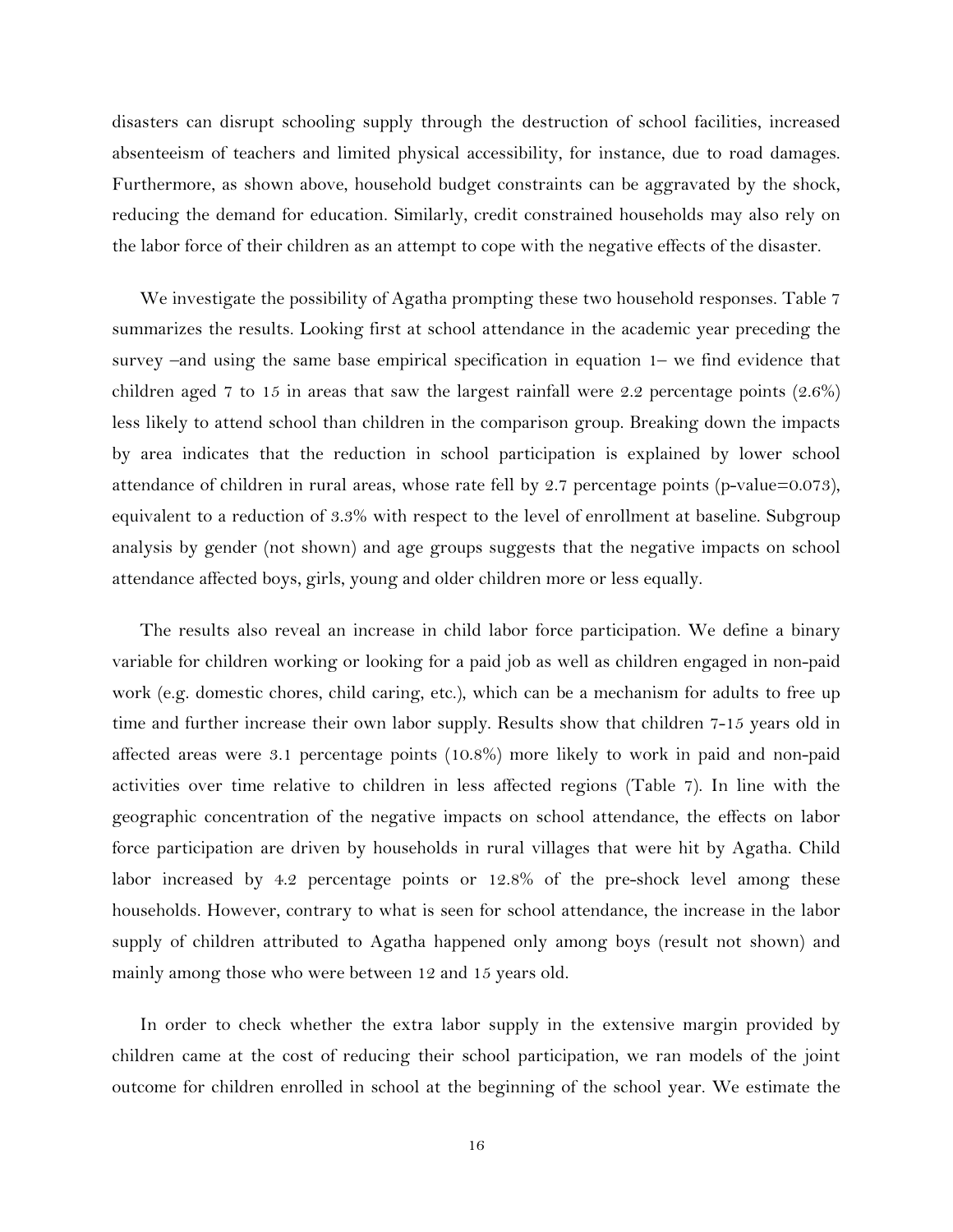disasters can disrupt schooling supply through the destruction of school facilities, increased absenteeism of teachers and limited physical accessibility, for instance, due to road damages. Furthermore, as shown above, household budget constraints can be aggravated by the shock, reducing the demand for education. Similarly, credit constrained households may also rely on the labor force of their children as an attempt to cope with the negative effects of the disaster.

We investigate the possibility of Agatha prompting these two household responses. Table 7 summarizes the results. Looking first at school attendance in the academic year preceding the survey –and using the same base empirical specification in equation 1– we find evidence that children aged 7 to 15 in areas that saw the largest rainfall were 2.2 percentage points (2.6%) less likely to attend school than children in the comparison group. Breaking down the impacts by area indicates that the reduction in school participation is explained by lower school attendance of children in rural areas, whose rate fell by 2.7 percentage points (p-value=0.073), equivalent to a reduction of 3.3% with respect to the level of enrollment at baseline. Subgroup analysis by gender (not shown) and age groups suggests that the negative impacts on school attendance affected boys, girls, young and older children more or less equally.

The results also reveal an increase in child labor force participation. We define a binary variable for children working or looking for a paid job as well as children engaged in non-paid work (e.g. domestic chores, child caring, etc.), which can be a mechanism for adults to free up time and further increase their own labor supply. Results show that children 7-15 years old in affected areas were 3.1 percentage points (10.8%) more likely to work in paid and non-paid activities over time relative to children in less affected regions (Table 7). In line with the geographic concentration of the negative impacts on school attendance, the effects on labor force participation are driven by households in rural villages that were hit by Agatha. Child labor increased by 4.2 percentage points or 12.8% of the pre-shock level among these households. However, contrary to what is seen for school attendance, the increase in the labor supply of children attributed to Agatha happened only among boys (result not shown) and mainly among those who were between 12 and 15 years old.

In order to check whether the extra labor supply in the extensive margin provided by children came at the cost of reducing their school participation, we ran models of the joint outcome for children enrolled in school at the beginning of the school year. We estimate the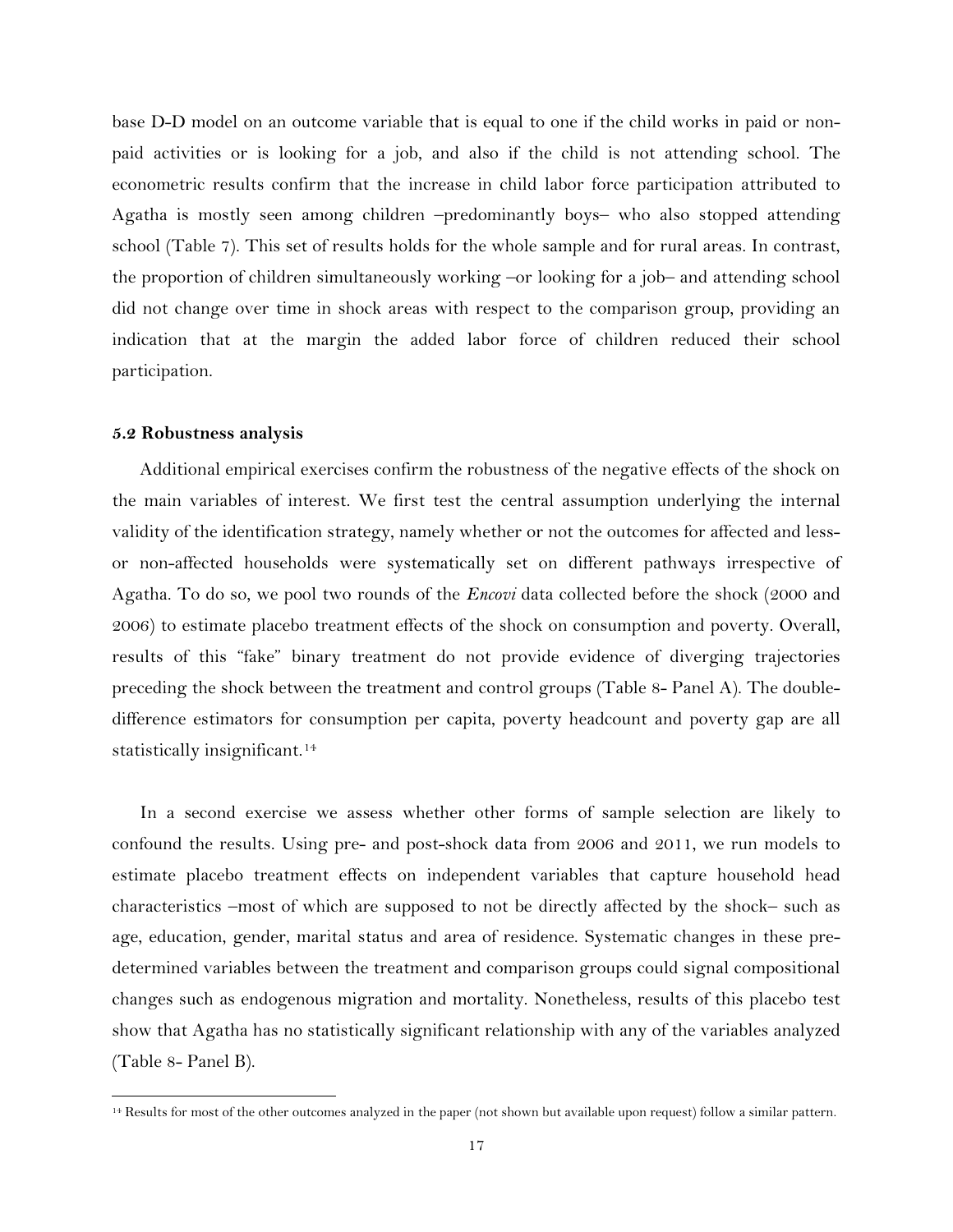base D-D model on an outcome variable that is equal to one if the child works in paid or non-paid activities or is looking for a job, and also if the child is not attending school. The econometric results confirm that the increase in child labor force participation attributed to Agatha is mostly seen among children –predominantly boys– who also stopped attending school (Table 7). This set of results holds for the whole sample and for rural areas. In contrast, the proportion of children simultaneously working –or looking for a job– and attending school did not change over time in shock areas with respect to the comparison group, providing an indication that at the margin the added labor force of children reduced their school participation.

### 5.2 Robustness analysis

Additional empirical exercises confirm the robustness of the negative effects of the shock on the main variables of interest. We first test the central assumption underlying the internal validity of the identification strategy, namely whether or not the outcomes for affected and less- or non-affected households were systematically set on different pathways irrespective of Agatha. To do so, we pool two rounds of the *Encovi* data collected before the shock (2000 and 2006) to estimate placebo treatment effects of the shock on consumption and poverty. Overall, results of this "fake" binary treatment do not provide evidence of diverging trajectories preceding the shock between the treatment and control groups (Table 8- Panel A). The double-difference estimators for consumption per capita, poverty headcount and poverty gap are all statistically insignificant.[14]

In a second exercise we assess whether other forms of sample selection are likely to confound the results. Using pre- and post-shock data from 2006 and 2011, we run models to estimate placebo treatment effects on independent variables that capture household head characteristics –most of which are supposed to not be directly affected by the shock– such as age, education, gender, marital status and area of residence. Systematic changes in these pre-determined variables between the treatment and comparison groups could signal compositional changes such as endogenous migration and mortality. Nonetheless, results of this placebo test show that Agatha has no statistically significant relationship with any of the variables analyzed (Table 8- Panel B).

[14] Results for most of the other outcomes analyzed in the paper (not shown but available upon request) follow a similar pattern.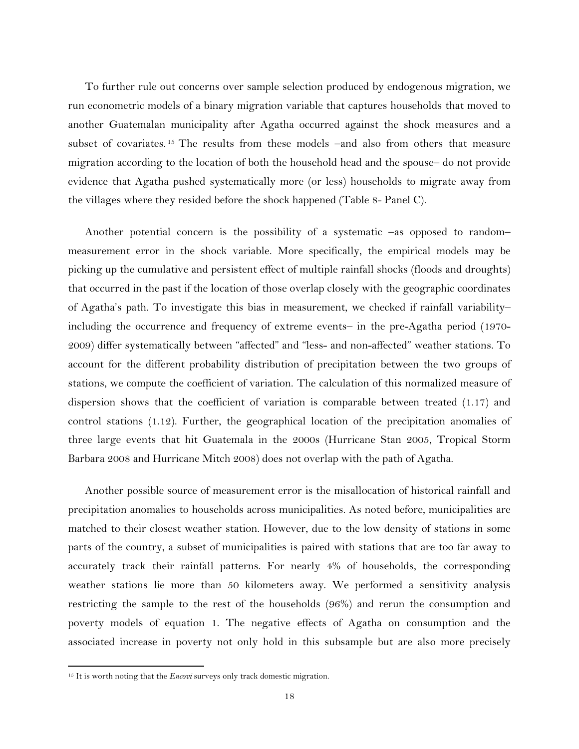To further rule out concerns over sample selection produced by endogenous migration, we run econometric models of a binary migration variable that captures households that moved to another Guatemalan municipality after Agatha occurred against the shock measures and a subset of covariates.[15] The results from these models –and also from others that measure migration according to the location of both the household head and the spouse– do not provide evidence that Agatha pushed systematically more (or less) households to migrate away from the villages where they resided before the shock happened (Table 8- Panel C).

Another potential concern is the possibility of a systematic –as opposed to random– measurement error in the shock variable. More specifically, the empirical models may be picking up the cumulative and persistent effect of multiple rainfall shocks (floods and droughts) that occurred in the past if the location of those overlap closely with the geographic coordinates of Agatha's path. To investigate this bias in measurement, we checked if rainfall variability– including the occurrence and frequency of extreme events– in the pre-Agatha period (1970-2009) differ systematically between "affected" and "less- and non-affected" weather stations. To account for the different probability distribution of precipitation between the two groups of stations, we compute the coefficient of variation. The calculation of this normalized measure of dispersion shows that the coefficient of variation is comparable between treated (1.17) and control stations (1.12). Further, the geographical location of the precipitation anomalies of three large events that hit Guatemala in the 2000s (Hurricane Stan 2005, Tropical Storm Barbara 2008 and Hurricane Mitch 2008) does not overlap with the path of Agatha.

Another possible source of measurement error is the misallocation of historical rainfall and precipitation anomalies to households across municipalities. As noted before, municipalities are matched to their closest weather station. However, due to the low density of stations in some parts of the country, a subset of municipalities is paired with stations that are too far away to accurately track their rainfall patterns. For nearly 4% of households, the corresponding weather stations lie more than 50 kilometers away. We performed a sensitivity analysis restricting the sample to the rest of the households (96%) and rerun the consumption and poverty models of equation 1. The negative effects of Agatha on consumption and the associated increase in poverty not only hold in this subsample but are also more precisely

[15] It is worth noting that the *Encovi* surveys only track domestic migration.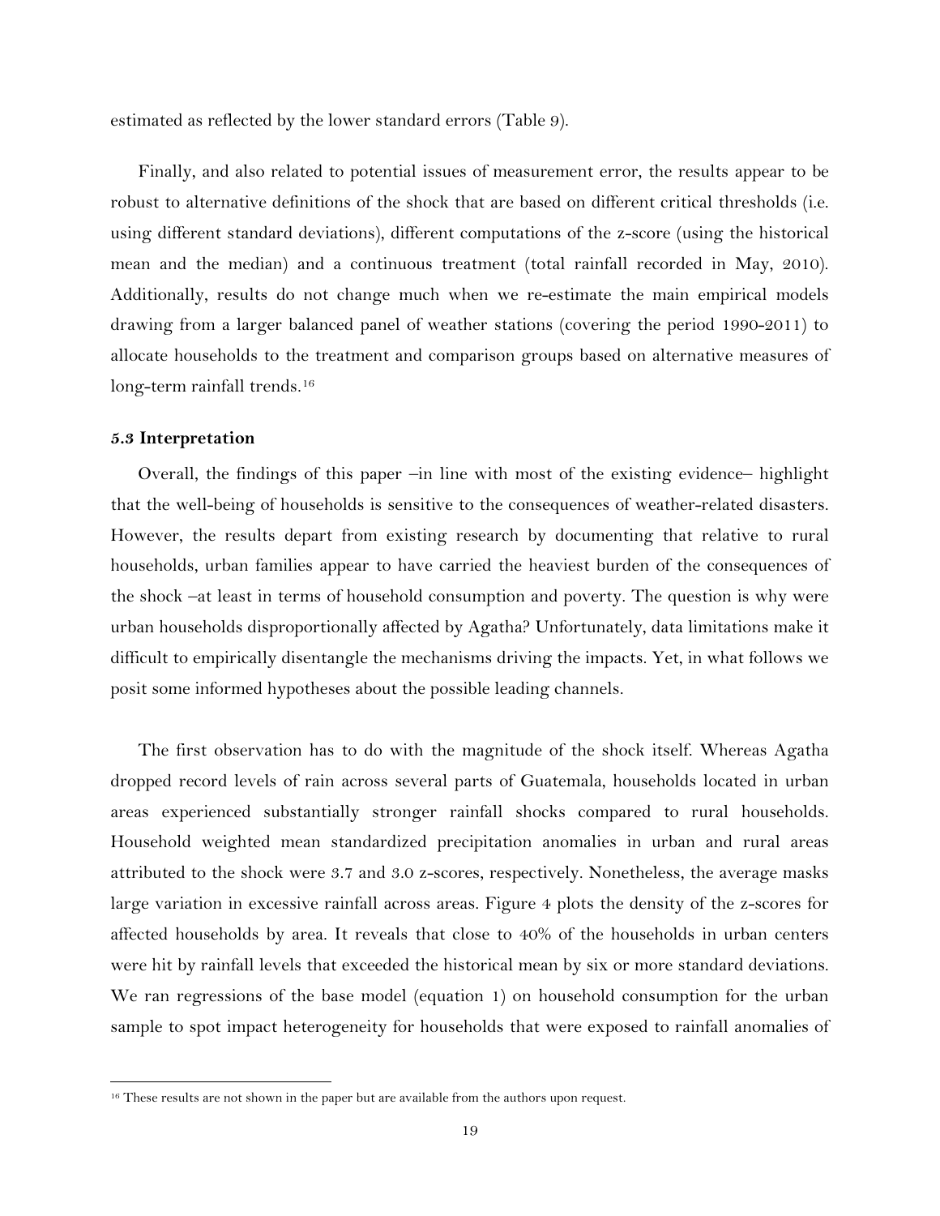estimated as reflected by the lower standard errors (Table 9).

Finally, and also related to potential issues of measurement error, the results appear to be robust to alternative definitions of the shock that are based on different critical thresholds (i.e. using different standard deviations), different computations of the z-score (using the historical mean and the median) and a continuous treatment (total rainfall recorded in May, 2010). Additionally, results do not change much when we re-estimate the main empirical models drawing from a larger balanced panel of weather stations (covering the period 1990-2011) to allocate households to the treatment and comparison groups based on alternative measures of long-term rainfall trends.[16]

### 5.3 Interpretation

Overall, the findings of this paper –in line with most of the existing evidence– highlight that the well-being of households is sensitive to the consequences of weather-related disasters. However, the results depart from existing research by documenting that relative to rural households, urban families appear to have carried the heaviest burden of the consequences of the shock –at least in terms of household consumption and poverty. The question is why were urban households disproportionally affected by Agatha? Unfortunately, data limitations make it difficult to empirically disentangle the mechanisms driving the impacts. Yet, in what follows we posit some informed hypotheses about the possible leading channels.

The first observation has to do with the magnitude of the shock itself. Whereas Agatha dropped record levels of rain across several parts of Guatemala, households located in urban areas experienced substantially stronger rainfall shocks compared to rural households. Household weighted mean standardized precipitation anomalies in urban and rural areas attributed to the shock were 3.7 and 3.0 z-scores, respectively. Nonetheless, the average masks large variation in excessive rainfall across areas. Figure 4 plots the density of the z-scores for affected households by area. It reveals that close to 40% of the households in urban centers were hit by rainfall levels that exceeded the historical mean by six or more standard deviations. We ran regressions of the base model (equation 1) on household consumption for the urban sample to spot impact heterogeneity for households that were exposed to rainfall anomalies of

[16] These results are not shown in the paper but are available from the authors upon request.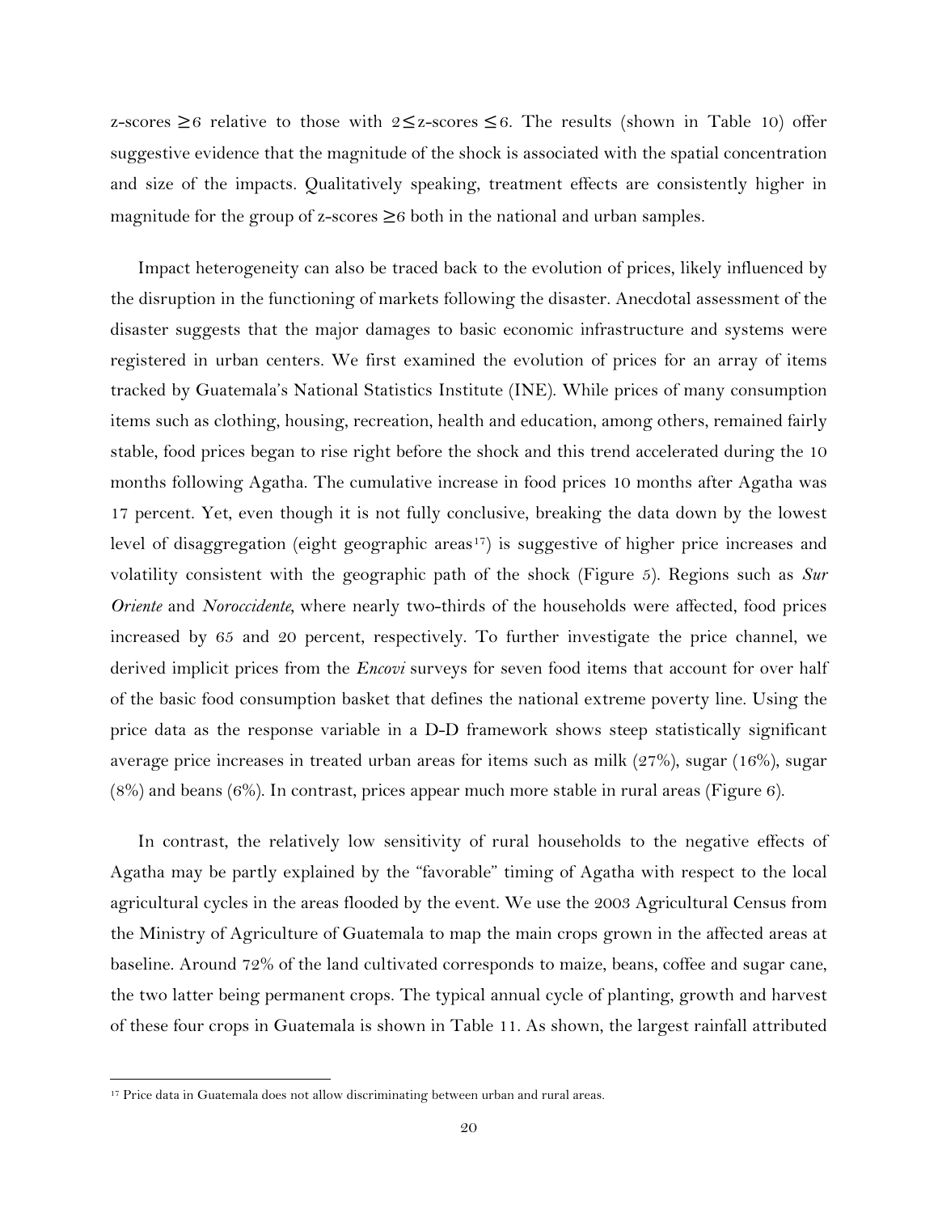z-scores $\geq 6$ relative to those with $2 \leq$ z-scores $\leq 6$. The results (shown in Table 10) offer suggestive evidence that the magnitude of the shock is associated with the spatial concentration and size of the impacts. Qualitatively speaking, treatment effects are consistently higher in magnitude for the group of z-scores $\geq 6$ both in the national and urban samples.

Impact heterogeneity can also be traced back to the evolution of prices, likely influenced by the disruption in the functioning of markets following the disaster. Anecdotal assessment of the disaster suggests that the major damages to basic economic infrastructure and systems were registered in urban centers. We first examined the evolution of prices for an array of items tracked by Guatemala's National Statistics Institute (INE). While prices of many consumption items such as clothing, housing, recreation, health and education, among others, remained fairly stable, food prices began to rise right before the shock and this trend accelerated during the 10 months following Agatha. The cumulative increase in food prices 10 months after Agatha was 17 percent. Yet, even though it is not fully conclusive, breaking the data down by the lowest level of disaggregation (eight geographic areas[17]) is suggestive of higher price increases and volatility consistent with the geographic path of the shock (Figure 5). Regions such as *Sur Oriente* and *Noroccidente*, where nearly two-thirds of the households were affected, food prices increased by 65 and 20 percent, respectively. To further investigate the price channel, we derived implicit prices from the *Encovi* surveys for seven food items that account for over half of the basic food consumption basket that defines the national extreme poverty line. Using the price data as the response variable in a D-D framework shows steep statistically significant average price increases in treated urban areas for items such as milk (27%), sugar (16%), sugar (8%) and beans (6%). In contrast, prices appear much more stable in rural areas (Figure 6).

In contrast, the relatively low sensitivity of rural households to the negative effects of Agatha may be partly explained by the "favorable" timing of Agatha with respect to the local agricultural cycles in the areas flooded by the event. We use the 2003 Agricultural Census from the Ministry of Agriculture of Guatemala to map the main crops grown in the affected areas at baseline. Around 72% of the land cultivated corresponds to maize, beans, coffee and sugar cane, the two latter being permanent crops. The typical annual cycle of planting, growth and harvest of these four crops in Guatemala is shown in Table 11. As shown, the largest rainfall attributed

[17] Price data in Guatemala does not allow discriminating between urban and rural areas.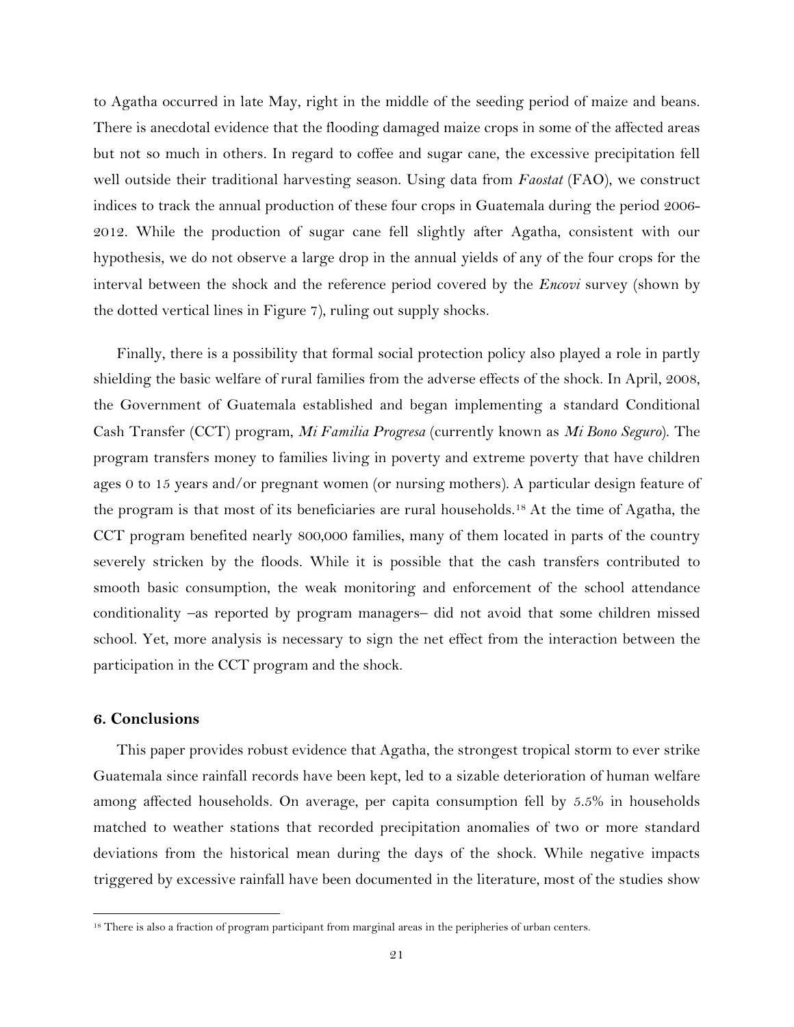to Agatha occurred in late May, right in the middle of the seeding period of maize and beans. There is anecdotal evidence that the flooding damaged maize crops in some of the affected areas but not so much in others. In regard to coffee and sugar cane, the excessive precipitation fell well outside their traditional harvesting season. Using data from *Faostat* (FAO), we construct indices to track the annual production of these four crops in Guatemala during the period 2006-2012. While the production of sugar cane fell slightly after Agatha, consistent with our hypothesis, we do not observe a large drop in the annual yields of any of the four crops for the interval between the shock and the reference period covered by the *Encovi* survey (shown by the dotted vertical lines in Figure 7), ruling out supply shocks.

Finally, there is a possibility that formal social protection policy also played a role in partly shielding the basic welfare of rural families from the adverse effects of the shock. In April, 2008, the Government of Guatemala established and began implementing a standard Conditional Cash Transfer (CCT) program, *Mi Familia Progresa* (currently known as *Mi Bono Seguro*). The program transfers money to families living in poverty and extreme poverty that have children ages 0 to 15 years and/or pregnant women (or nursing mothers). A particular design feature of the program is that most of its beneficiaries are rural households.[18] At the time of Agatha, the CCT program benefited nearly 800,000 families, many of them located in parts of the country severely stricken by the floods. While it is possible that the cash transfers contributed to smooth basic consumption, the weak monitoring and enforcement of the school attendance conditionality –as reported by program managers– did not avoid that some children missed school. Yet, more analysis is necessary to sign the net effect from the interaction between the participation in the CCT program and the shock.

## 6. Conclusions

This paper provides robust evidence that Agatha, the strongest tropical storm to ever strike Guatemala since rainfall records have been kept, led to a sizable deterioration of human welfare among affected households. On average, per capita consumption fell by 5.5% in households matched to weather stations that recorded precipitation anomalies of two or more standard deviations from the historical mean during the days of the shock. While negative impacts triggered by excessive rainfall have been documented in the literature, most of the studies show

[18] There is also a fraction of program participant from marginal areas in the peripheries of urban centers.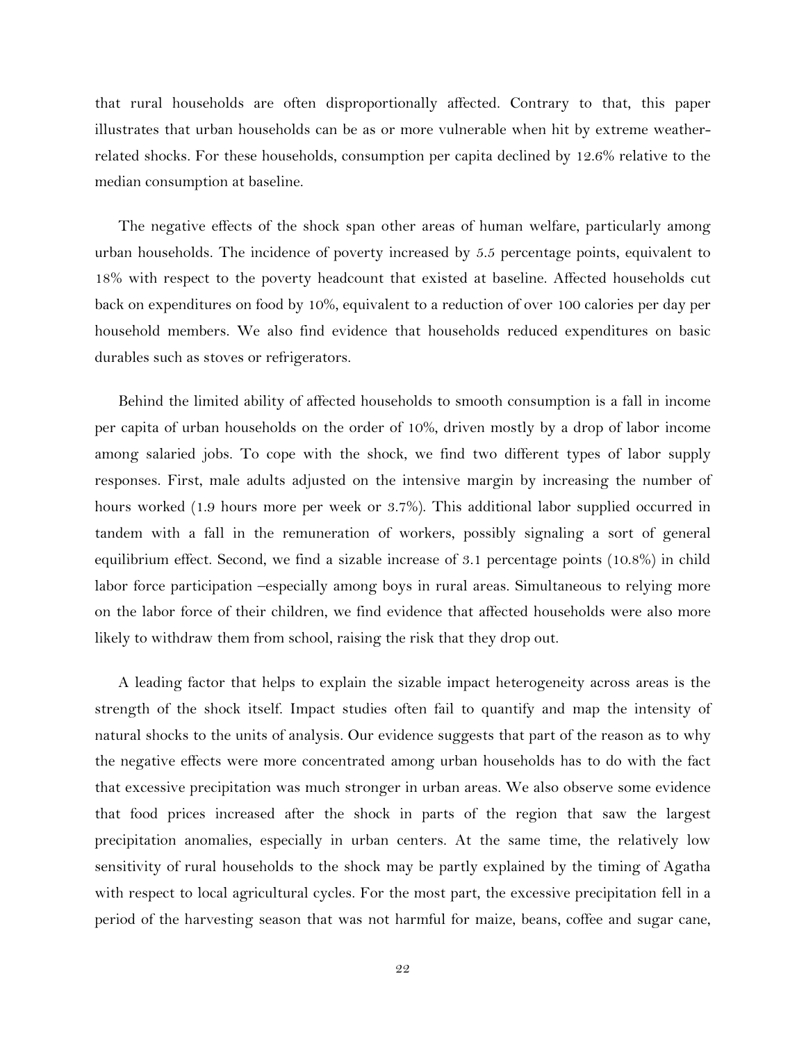that rural households are often disproportionally affected. Contrary to that, this paper illustrates that urban households can be as or more vulnerable when hit by extreme weather-related shocks. For these households, consumption per capita declined by 12.6% relative to the median consumption at baseline.

The negative effects of the shock span other areas of human welfare, particularly among urban households. The incidence of poverty increased by 5.5 percentage points, equivalent to 18% with respect to the poverty headcount that existed at baseline. Affected households cut back on expenditures on food by 10%, equivalent to a reduction of over 100 calories per day per household members. We also find evidence that households reduced expenditures on basic durables such as stoves or refrigerators.

Behind the limited ability of affected households to smooth consumption is a fall in income per capita of urban households on the order of 10%, driven mostly by a drop of labor income among salaried jobs. To cope with the shock, we find two different types of labor supply responses. First, male adults adjusted on the intensive margin by increasing the number of hours worked (1.9 hours more per week or 3.7%). This additional labor supplied occurred in tandem with a fall in the remuneration of workers, possibly signaling a sort of general equilibrium effect. Second, we find a sizable increase of 3.1 percentage points (10.8%) in child labor force participation –especially among boys in rural areas. Simultaneous to relying more on the labor force of their children, we find evidence that affected households were also more likely to withdraw them from school, raising the risk that they drop out.

A leading factor that helps to explain the sizable impact heterogeneity across areas is the strength of the shock itself. Impact studies often fail to quantify and map the intensity of natural shocks to the units of analysis. Our evidence suggests that part of the reason as to why the negative effects were more concentrated among urban households has to do with the fact that excessive precipitation was much stronger in urban areas. We also observe some evidence that food prices increased after the shock in parts of the region that saw the largest precipitation anomalies, especially in urban centers. At the same time, the relatively low sensitivity of rural households to the shock may be partly explained by the timing of Agatha with respect to local agricultural cycles. For the most part, the excessive precipitation fell in a period of the harvesting season that was not harmful for maize, beans, coffee and sugar cane,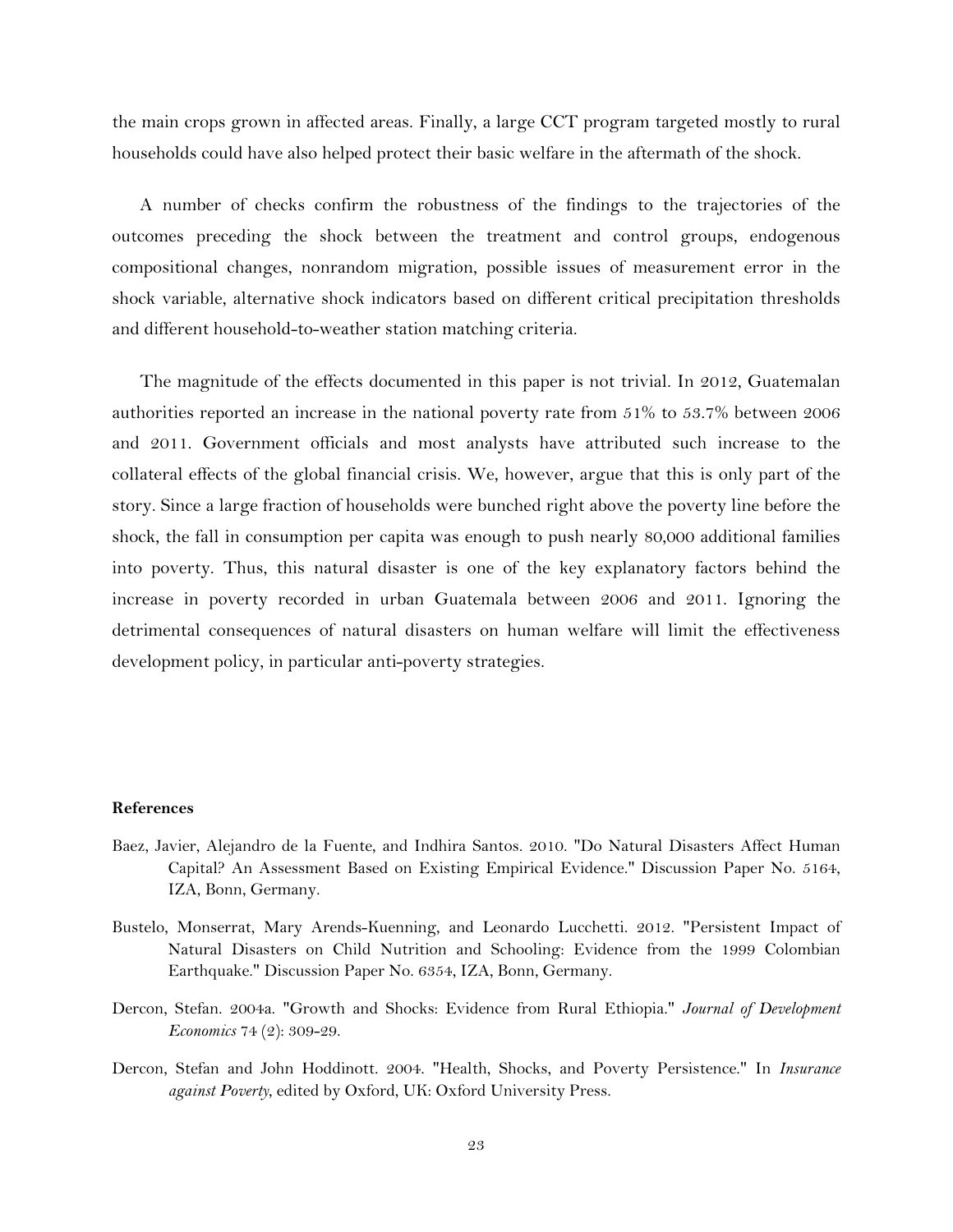the main crops grown in affected areas. Finally, a large CCT program targeted mostly to rural households could have also helped protect their basic welfare in the aftermath of the shock.

A number of checks confirm the robustness of the findings to the trajectories of the outcomes preceding the shock between the treatment and control groups, endogenous compositional changes, nonrandom migration, possible issues of measurement error in the shock variable, alternative shock indicators based on different critical precipitation thresholds and different household-to-weather station matching criteria.

The magnitude of the effects documented in this paper is not trivial. In 2012, Guatemalan authorities reported an increase in the national poverty rate from 51% to 53.7% between 2006 and 2011. Government officials and most analysts have attributed such increase to the collateral effects of the global financial crisis. We, however, argue that this is only part of the story. Since a large fraction of households were bunched right above the poverty line before the shock, the fall in consumption per capita was enough to push nearly 80,000 additional families into poverty. Thus, this natural disaster is one of the key explanatory factors behind the increase in poverty recorded in urban Guatemala between 2006 and 2011. Ignoring the detrimental consequences of natural disasters on human welfare will limit the effectiveness development policy, in particular anti-poverty strategies.

**References**

Baez, Javier, Alejandro de la Fuente, and Indhira Santos. 2010. "Do Natural Disasters Affect Human Capital? An Assessment Based on Existing Empirical Evidence." Discussion Paper No. 5164, IZA, Bonn, Germany.

Bustelo, Monserrat, Mary Arends-Kuenning, and Leonardo Lucchetti. 2012. "Persistent Impact of Natural Disasters on Child Nutrition and Schooling: Evidence from the 1999 Colombian Earthquake." Discussion Paper No. 6354, IZA, Bonn, Germany.

Dercon, Stefan. 2004a. "Growth and Shocks: Evidence from Rural Ethiopia." *Journal of Development Economics* 74 (2): 309-29.

Dercon, Stefan and John Hoddinott. 2004. "Health, Shocks, and Poverty Persistence." In *Insurance against Poverty*, edited by Oxford, UK: Oxford University Press.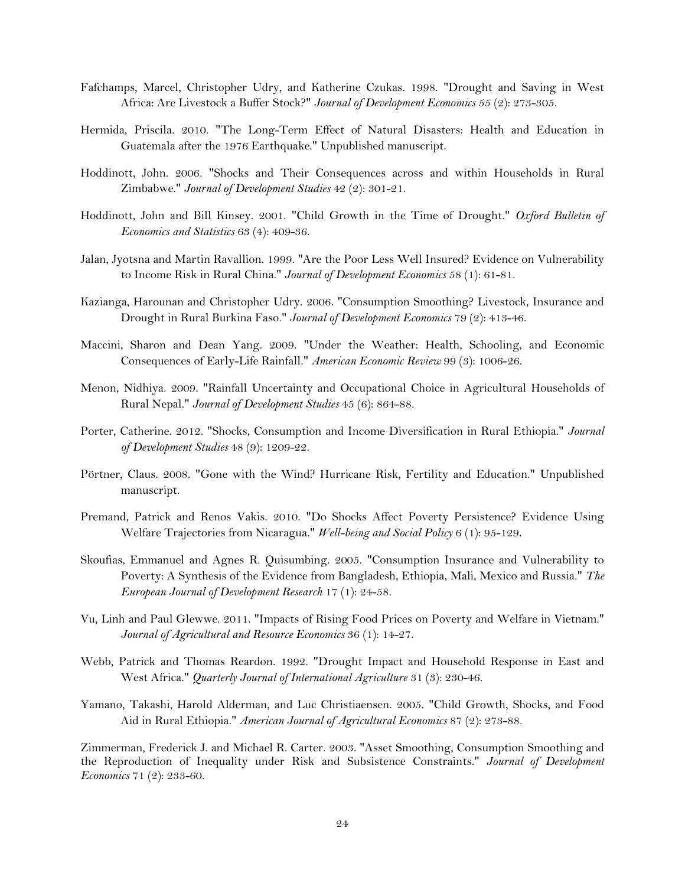Fafchamps, Marcel, Christopher Udry, and Katherine Czukas. 1998. "Drought and Saving in West Africa: Are Livestock a Buffer Stock?" *Journal of Development Economics* 55 (2): 273-305.

Hermida, Priscila. 2010. "The Long-Term Effect of Natural Disasters: Health and Education in Guatemala after the 1976 Earthquake." Unpublished manuscript.

Hoddinott, John. 2006. "Shocks and Their Consequences across and within Households in Rural Zimbabwe." *Journal of Development Studies* 42 (2): 301-21.

Hoddinott, John and Bill Kinsey. 2001. "Child Growth in the Time of Drought." *Oxford Bulletin of Economics and Statistics* 63 (4): 409-36.

Jalan, Jyotsna and Martin Ravallion. 1999. "Are the Poor Less Well Insured? Evidence on Vulnerability to Income Risk in Rural China." *Journal of Development Economics* 58 (1): 61-81.

Kazianga, Harounan and Christopher Udry. 2006. "Consumption Smoothing? Livestock, Insurance and Drought in Rural Burkina Faso." *Journal of Development Economics* 79 (2): 413-46.

Maccini, Sharon and Dean Yang. 2009. "Under the Weather: Health, Schooling, and Economic Consequences of Early-Life Rainfall." *American Economic Review* 99 (3): 1006-26.

Menon, Nidhiya. 2009. "Rainfall Uncertainty and Occupational Choice in Agricultural Households of Rural Nepal." *Journal of Development Studies* 45 (6): 864-88.

Porter, Catherine. 2012. "Shocks, Consumption and Income Diversification in Rural Ethiopia." *Journal of Development Studies* 48 (9): 1209-22.

Pörtner, Claus. 2008. "Gone with the Wind? Hurricane Risk, Fertility and Education." Unpublished manuscript.

Premand, Patrick and Renos Vakis. 2010. "Do Shocks Affect Poverty Persistence? Evidence Using Welfare Trajectories from Nicaragua." *Well-being and Social Policy* 6 (1): 95-129.

Skoufias, Emmanuel and Agnes R. Quisumbing. 2005. "Consumption Insurance and Vulnerability to Poverty: A Synthesis of the Evidence from Bangladesh, Ethiopia, Mali, Mexico and Russia." *The European Journal of Development Research* 17 (1): 24-58.

Vu, Linh and Paul Glewwe. 2011. "Impacts of Rising Food Prices on Poverty and Welfare in Vietnam." *Journal of Agricultural and Resource Economics* 36 (1): 14-27.

Webb, Patrick and Thomas Reardon. 1992. "Drought Impact and Household Response in East and West Africa." *Quarterly Journal of International Agriculture* 31 (3): 230-46.

Yamano, Takashi, Harold Alderman, and Luc Christiaensen. 2005. "Child Growth, Shocks, and Food Aid in Rural Ethiopia." *American Journal of Agricultural Economics* 87 (2): 273-88.

Zimmerman, Frederick J. and Michael R. Carter. 2003. "Asset Smoothing, Consumption Smoothing and the Reproduction of Inequality under Risk and Subsistence Constraints." *Journal of Development Economics* 71 (2): 233-60.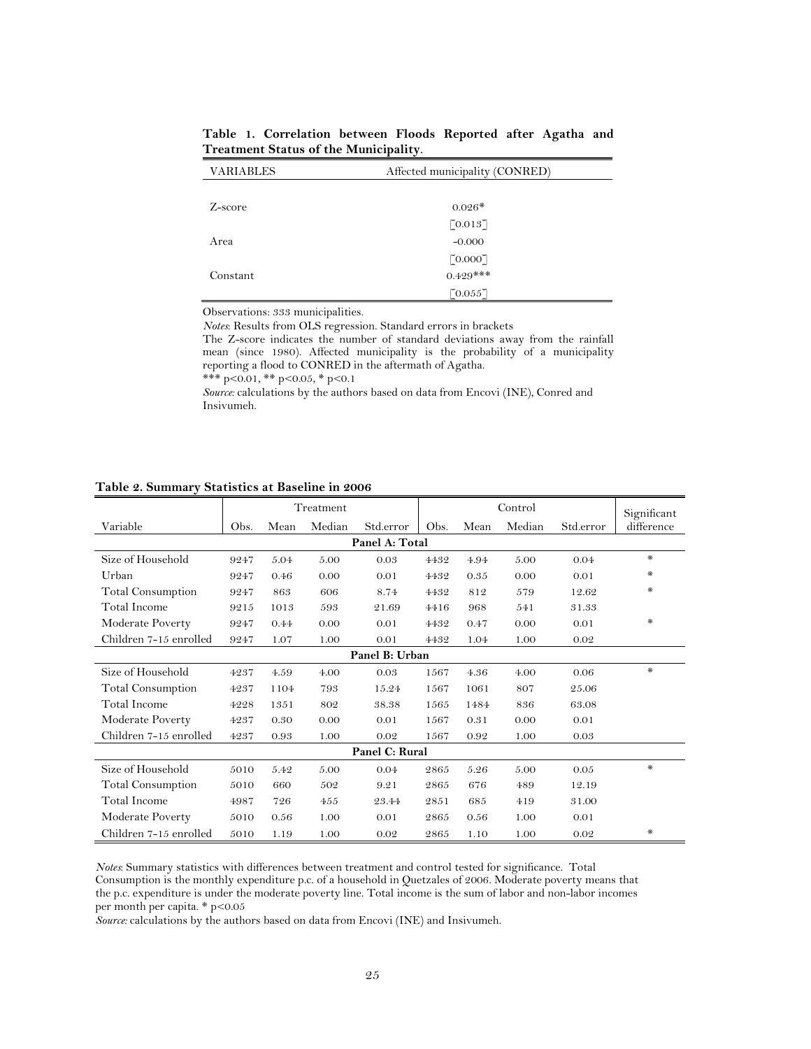**Table 1. Correlation between Floods Reported after Agatha and Treatment Status of the Municipality.**

| VARIABLES | Affected municipality (CONRED) |
|---|---|
| Z-score | 0.026* |
| | [0.013] |
| Area | -0.000 |
| | [0.000] |
| Constant | 0.429*** |
| | [0.055] |

Observations: 333 municipalities.

*Notes*: Results from OLS regression. Standard errors in brackets

The Z-score indicates the number of standard deviations away from the rainfall mean (since 1980). Affected municipality is the probability of a municipality reporting a flood to CONRED in the aftermath of Agatha.

*** p<0.01, ** p<0.05, * p<0.1

*Source:* calculations by the authors based on data from Encovi (INE), Conred and Insivumeh.

**Table 2. Summary Statistics at Baseline in 2006**

| | Treatment | | | | Control | | | | Significant |
|---|---|---|---|---|---|---|---|---|---|
| Variable | Obs. | Mean | Median | Std.error | Obs. | Mean | Median | Std.error | difference |
| **Panel A: Total** | | | | | | | | | |
| Size of Household | 9247 | 5.04 | 5.00 | 0.03 | 4432 | 4.94 | 5.00 | 0.04 | * |
| Urban | 9247 | 0.46 | 0.00 | 0.01 | 4432 | 0.35 | 0.00 | 0.01 | * |
| Total Consumption | 9247 | 863 | 606 | 8.74 | 4432 | 812 | 579 | 12.62 | * |
| Total Income | 9215 | 1013 | 593 | 21.69 | 4416 | 968 | 541 | 31.33 | |
| Moderate Poverty | 9247 | 0.44 | 0.00 | 0.01 | 4432 | 0.47 | 0.00 | 0.01 | * |
| Children 7-15 enrolled | 9247 | 1.07 | 1.00 | 0.01 | 4432 | 1.04 | 1.00 | 0.02 | |
| **Panel B: Urban** | | | | | | | | | |
| Size of Household | 4237 | 4.59 | 4.00 | 0.03 | 1567 | 4.36 | 4.00 | 0.06 | * |
| Total Consumption | 4237 | 1104 | 793 | 15.24 | 1567 | 1061 | 807 | 25.06 | |
| Total Income | 4228 | 1351 | 802 | 38.38 | 1565 | 1484 | 836 | 63.08 | |
| Moderate Poverty | 4237 | 0.30 | 0.00 | 0.01 | 1567 | 0.31 | 0.00 | 0.01 | |
| Children 7-15 enrolled | 4237 | 0.93 | 1.00 | 0.02 | 1567 | 0.92 | 1.00 | 0.03 | |
| **Panel C: Rural** | | | | | | | | | |
| Size of Household | 5010 | 5.42 | 5.00 | 0.04 | 2865 | 5.26 | 5.00 | 0.05 | * |
| Total Consumption | 5010 | 660 | 502 | 9.21 | 2865 | 676 | 489 | 12.19 | |
| Total Income | 4987 | 726 | 455 | 23.44 | 2851 | 685 | 419 | 31.00 | |
| Moderate Poverty | 5010 | 0.56 | 1.00 | 0.01 | 2865 | 0.56 | 1.00 | 0.01 | |
| Children 7-15 enrolled | 5010 | 1.19 | 1.00 | 0.02 | 2865 | 1.10 | 1.00 | 0.02 | * |

*Notes*: Summary statistics with differences between treatment and control tested for significance. Total Consumption is the monthly expenditure p.c. of a household in Quetzales of 2006. Moderate poverty means that the p.c. expenditure is under the moderate poverty line. Total income is the sum of labor and non-labor incomes per month per capita. * p<0.05

*Source:* calculations by the authors based on data from Encovi (INE) and Insivumeh.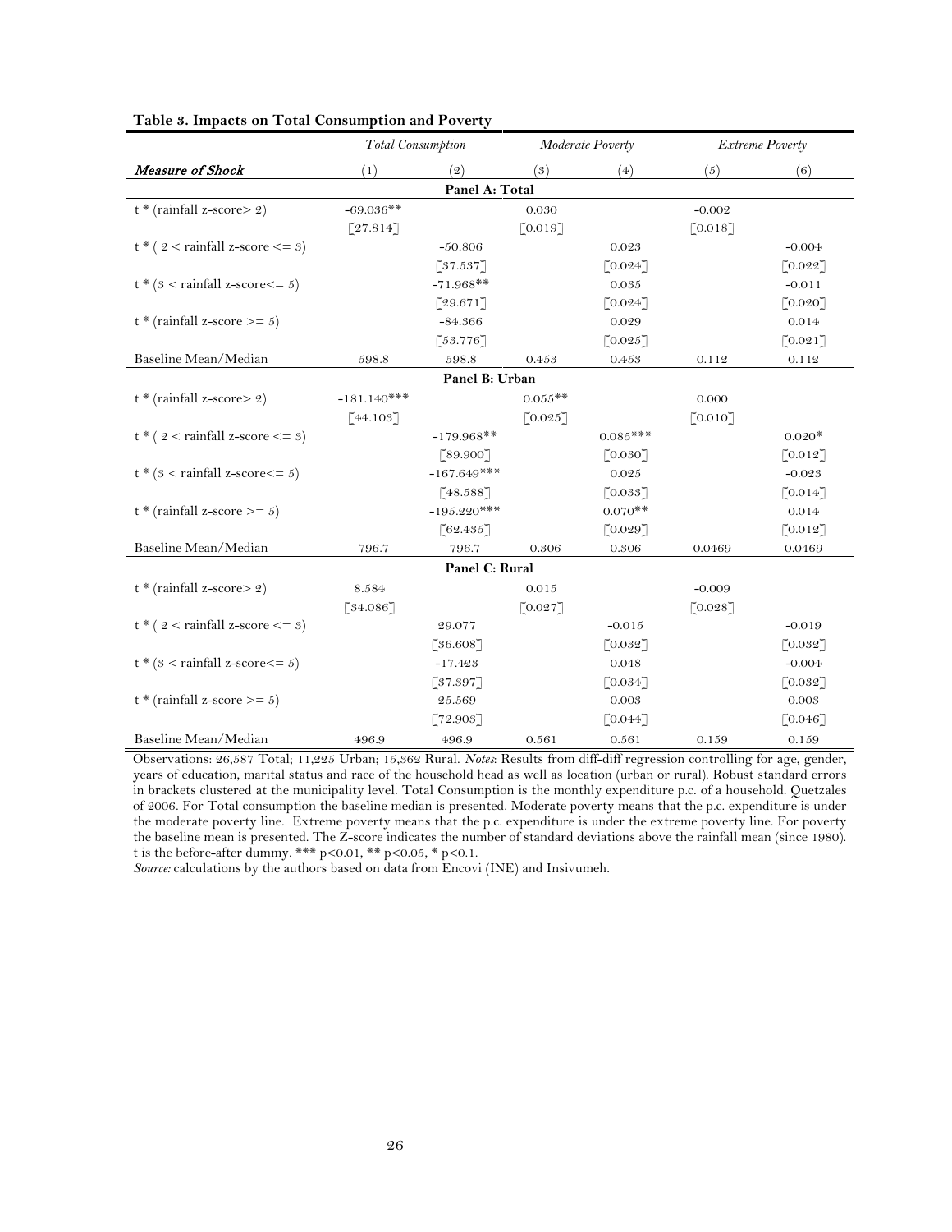**Table 3. Impacts on Total Consumption and Poverty**

| | *Total Consumption* | | *Moderate Poverty* | | *Extreme Poverty* | |
|---|---|---|---|---|---|---|
| ***Measure of Shock*** | (1) | (2) | (3) | (4) | (5) | (6) |
| | | | **Panel A: Total** | | | |
| t * (rainfall z-score> 2) | -69.036** | | 0.030 | | -0.002 | |
| | [27.814] | | [0.019] | | [0.018] | |
| t * ( 2 < rainfall z-score <= 3) | | -50.806 | | 0.023 | | -0.004 |
| | | [37.537] | | [0.024] | | [0.022] |
| t * (3 < rainfall z-score<= 5) | | -71.968** | | 0.035 | | -0.011 |
| | | [29.671] | | [0.024] | | [0.020] |
| t * (rainfall z-score >= 5) | | -84.366 | | 0.029 | | 0.014 |
| | | [53.776] | | [0.025] | | [0.021] |
| Baseline Mean/Median | 598.8 | 598.8 | 0.453 | 0.453 | 0.112 | 0.112 |
| | | | **Panel B: Urban** | | | |
| t * (rainfall z-score> 2) | -181.140*** | | 0.055** | | 0.000 | |
| | [44.103] | | [0.025] | | [0.010] | |
| t * ( 2 < rainfall z-score <= 3) | | -179.968** | | 0.085*** | | 0.020* |
| | | [89.900] | | [0.030] | | [0.012] |
| t * (3 < rainfall z-score<= 5) | | -167.649*** | | 0.025 | | -0.023 |
| | | [48.588] | | [0.033] | | [0.014] |
| t * (rainfall z-score >= 5) | | -195.220*** | | 0.070** | | 0.014 |
| | | [62.435] | | [0.029] | | [0.012] |
| Baseline Mean/Median | 796.7 | 796.7 | 0.306 | 0.306 | 0.0469 | 0.0469 |
| | | | **Panel C: Rural** | | | |
| t * (rainfall z-score> 2) | 8.584 | | 0.015 | | -0.009 | |
| | [34.086] | | [0.027] | | [0.028] | |
| t * ( 2 < rainfall z-score <= 3) | | 29.077 | | -0.015 | | -0.019 |
| | | [36.608] | | [0.032] | | [0.032] |
| t * (3 < rainfall z-score<= 5) | | -17.423 | | 0.048 | | -0.004 |
| | | [37.397] | | [0.034] | | [0.032] |
| t * (rainfall z-score >= 5) | | 25.569 | | 0.003 | | 0.003 |
| | | [72.903] | | [0.044] | | [0.046] |
| Baseline Mean/Median | 496.9 | 496.9 | 0.561 | 0.561 | 0.159 | 0.159 |

Observations: 26,587 Total; 11,225 Urban; 15,362 Rural. *Notes*: Results from diff-diff regression controlling for age, gender, years of education, marital status and race of the household head as well as location (urban or rural). Robust standard errors in brackets clustered at the municipality level. Total Consumption is the monthly expenditure p.c. of a household. Quetzales of 2006. For Total consumption the baseline median is presented. Moderate poverty means that the p.c. expenditure is under the moderate poverty line. Extreme poverty means that the p.c. expenditure is under the extreme poverty line. For poverty the baseline mean is presented. The Z-score indicates the number of standard deviations above the rainfall mean (since 1980). t is the before-after dummy. *** p<0.01, ** p<0.05, * p<0.1.

*Source:* calculations by the authors based on data from Encovi (INE) and Insivumeh.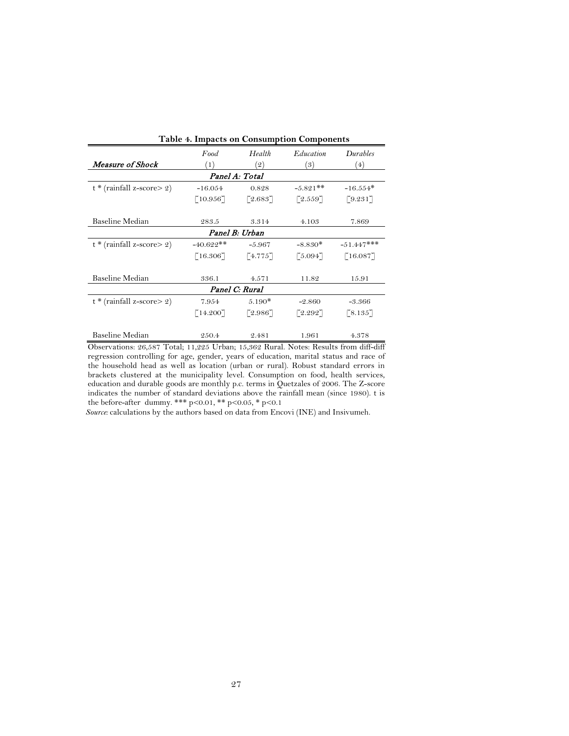**Table 4. Impacts on Consumption Components**

| *Measure of Shock* | *Food* (1) | *Health* (2) | *Education* (3) | *Durables* (4) |
|---|---|---|---|---|
| | | ***Panel A: Total*** | | |
| t * (rainfall z-score> 2) | -16.054 | 0.828 | -5.821** | -16.554* |
| | [10.956] | [2.683] | [2.559] | [9.231] |
| Baseline Median | 283.5 | 3.314 | 4.103 | 7.869 |
| | | ***Panel B: Urban*** | | |
| t * (rainfall z-score> 2) | -40.622** | -5.967 | -8.830* | -51.447*** |
| | [16.306] | [4.775] | [5.094] | [16.087] |
| Baseline Median | 336.1 | 4.571 | 11.82 | 15.91 |
| | | ***Panel C: Rural*** | | |
| t * (rainfall z-score> 2) | 7.954 | 5.190* | -2.860 | -3.366 |
| | [14.200] | [2.986] | [2.292] | [8.135] |
| Baseline Median | 250.4 | 2.481 | 1.961 | 4.378 |

Observations: 26,587 Total; 11,225 Urban; 15,362 Rural. Notes: Results from diff-diff regression controlling for age, gender, years of education, marital status and race of the household head as well as location (urban or rural). Robust standard errors in brackets clustered at the municipality level. Consumption on food, health services, education and durable goods are monthly p.c. terms in Quetzales of 2006. The Z-score indicates the number of standard deviations above the rainfall mean (since 1980). t is the before-after dummy. *** p<0.01, ** p<0.05, * p<0.1

*Source:* calculations by the authors based on data from Encovi (INE) and Insivumeh.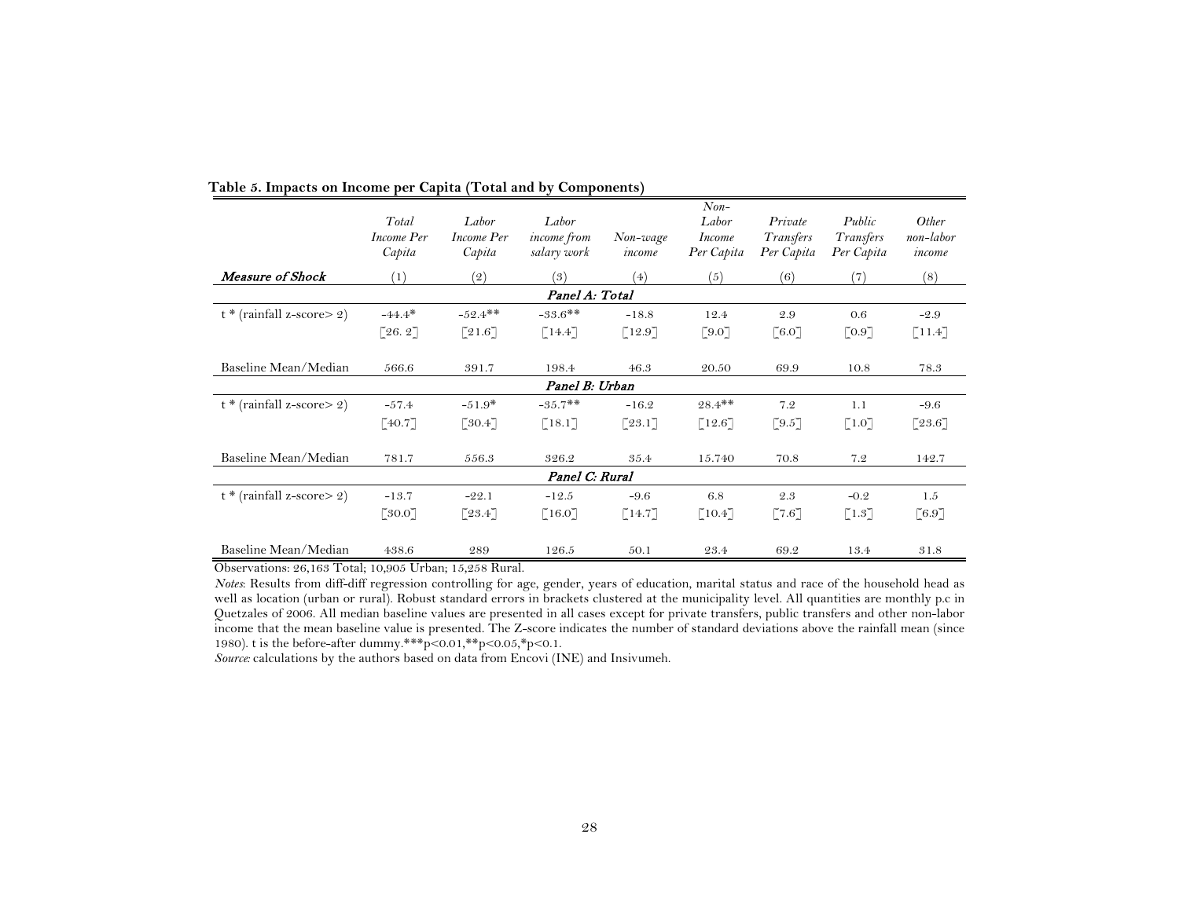**Table 5. Impacts on Income per Capita (Total and by Components)**

| *Measure of Shock* | *Total Income Per Capita* (1) | *Labor Income Per Capita* (2) | *Labor income from salary work* (3) | *Non-wage income* (4) | *Non-Labor Income Per Capita* (5) | *Private Transfers Per Capita* (6) | *Public Transfers Per Capita* (7) | *Other non-labor income* (8) |
|---|---|---|---|---|---|---|---|---|
| | | | | ***Panel A: Total*** | | | | |
| t * (rainfall z-score> 2) | -44.4* | -52.4** | -33.6** | -18.8 | 12.4 | 2.9 | 0.6 | -2.9 |
| | [26. 2] | [21.6] | [14.4] | [12.9] | [9.0] | [6.0] | [0.9] | [11.4] |
| Baseline Mean/Median | 566.6 | 391.7 | 198.4 | 46.3 | 20.50 | 69.9 | 10.8 | 78.3 |
| | | | | ***Panel B: Urban*** | | | | |
| t * (rainfall z-score> 2) | -57.4 | -51.9* | -35.7** | -16.2 | 28.4** | 7.2 | 1.1 | -9.6 |
| | [40.7] | [30.4] | [18.1] | [23.1] | [12.6] | [9.5] | [1.0] | [23.6] |
| Baseline Mean/Median | 781.7 | 556.3 | 326.2 | 35.4 | 15.740 | 70.8 | 7.2 | 142.7 |
| | | | | ***Panel C: Rural*** | | | | |
| t * (rainfall z-score> 2) | -13.7 | -22.1 | -12.5 | -9.6 | 6.8 | 2.3 | -0.2 | 1.5 |
| | [30.0] | [23.4] | [16.0] | [14.7] | [10.4] | [7.6] | [1.3] | [6.9] |
| Baseline Mean/Median | 438.6 | 289 | 126.5 | 50.1 | 23.4 | 69.2 | 13.4 | 31.8 |

Observations: 26,163 Total; 10,905 Urban; 15,258 Rural.

*Notes*: Results from diff-diff regression controlling for age, gender, years of education, marital status and race of the household head as well as location (urban or rural). Robust standard errors in brackets clustered at the municipality level. All quantities are monthly p.c in Quetzales of 2006. All median baseline values are presented in all cases except for private transfers, public transfers and other non-labor income that the mean baseline value is presented. The Z-score indicates the number of standard deviations above the rainfall mean (since 1980). t is the before-after dummy.***p<0.01,**p<0.05,*p<0.1.

*Source:* calculations by the authors based on data from Encovi (INE) and Insivumeh.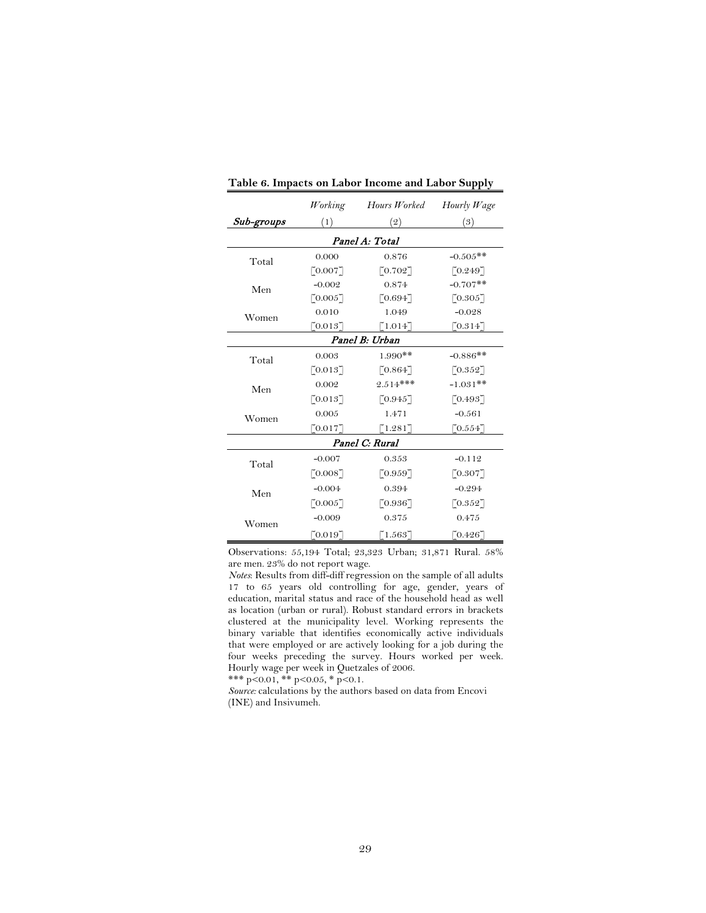**Table 6. Impacts on Labor Income and Labor Supply**

| | *Working* | *Hours Worked* | *Hourly Wage* |
|---|---|---|---|
| ***Sub-groups*** | (1) | (2) | (3) |
| | | ***Panel A: Total*** | |
| Total | 0.000 | 0.876 | -0.505** |
| | [0.007] | [0.702] | [0.249] |
| Men | -0.002 | 0.874 | -0.707** |
| | [0.005] | [0.694] | [0.305] |
| Women | 0.010 | 1.049 | -0.028 |
| | [0.013] | [1.014] | [0.314] |
| | | ***Panel B: Urban*** | |
| Total | 0.003 | 1.990** | -0.886** |
| | [0.013] | [0.864] | [0.352] |
| Men | 0.002 | 2.514*** | -1.031** |
| | [0.013] | [0.945] | [0.493] |
| Women | 0.005 | 1.471 | -0.561 |
| | [0.017] | [1.281] | [0.554] |
| | | ***Panel C: Rural*** | |
| Total | -0.007 | 0.353 | -0.112 |
| | [0.008] | [0.959] | [0.307] |
| Men | -0.004 | 0.394 | -0.294 |
| | [0.005] | [0.936] | [0.352] |
| Women | -0.009 | 0.375 | 0.475 |
| | [0.019] | [1.563] | [0.426] |

Observations: 55,194 Total; 23,323 Urban; 31,871 Rural. 58% are men. 23% do not report wage.

*Notes*: Results from diff-diff regression on the sample of all adults 17 to 65 years old controlling for age, gender, years of education, marital status and race of the household head as well as location (urban or rural). Robust standard errors in brackets clustered at the municipality level. Working represents the binary variable that identifies economically active individuals that were employed or are actively looking for a job during the four weeks preceding the survey. Hours worked per week. Hourly wage per week in Quetzales of 2006.

*** p<0.01, ** p<0.05, * p<0.1.

*Source:* calculations by the authors based on data from Encovi (INE) and Insivumeh.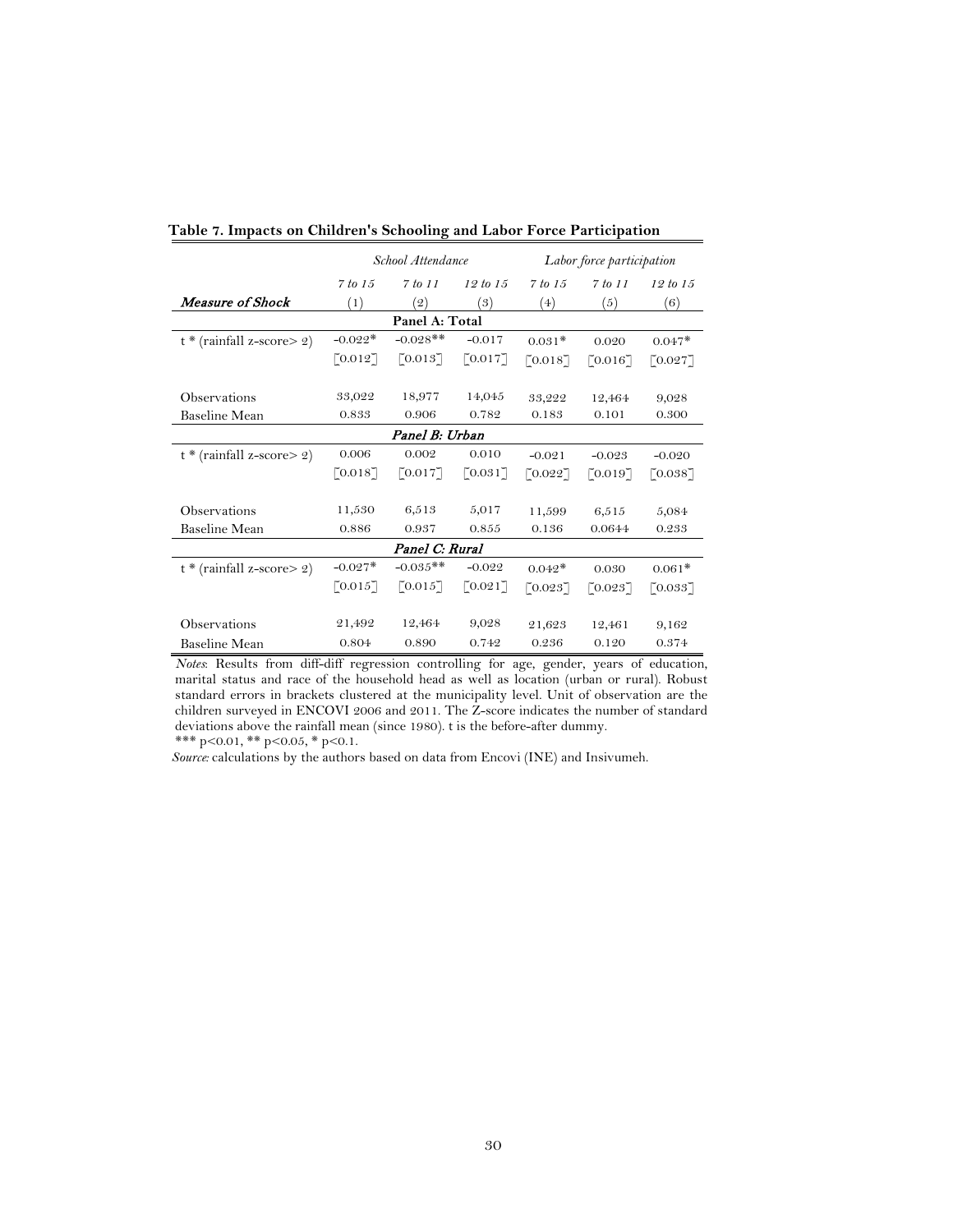**Table 7. Impacts on Children's Schooling and Labor Force Participation**

| | *School Attendance* | | | *Labor force participation* | | |
|---|---|---|---|---|---|---|
| | *7 to 15* | *7 to 11* | *12 to 15* | *7 to 15* | *7 to 11* | *12 to 15* |
| ***Measure of Shock*** | (1) | (2) | (3) | (4) | (5) | (6) |
| **Panel A: Total** | | | | | | |
| t * (rainfall z-score> 2) | -0.022* | -0.028** | -0.017 | 0.031* | 0.020 | 0.047* |
| | [0.012] | [0.013] | [0.017] | [0.018] | [0.016] | [0.027] |
| Observations | 33,022 | 18,977 | 14,045 | 33,222 | 12,464 | 9,028 |
| Baseline Mean | 0.833 | 0.906 | 0.782 | 0.183 | 0.101 | 0.300 |
| ***Panel B: Urban*** | | | | | | |
| t * (rainfall z-score> 2) | 0.006 | 0.002 | 0.010 | -0.021 | -0.023 | -0.020 |
| | [0.018] | [0.017] | [0.031] | [0.022] | [0.019] | [0.038] |
| Observations | 11,530 | 6,513 | 5,017 | 11,599 | 6,515 | 5,084 |
| Baseline Mean | 0.886 | 0.937 | 0.855 | 0.136 | 0.0644 | 0.233 |
| ***Panel C: Rural*** | | | | | | |
| t * (rainfall z-score> 2) | -0.027* | -0.035** | -0.022 | 0.042* | 0.030 | 0.061* |
| | [0.015] | [0.015] | [0.021] | [0.023] | [0.023] | [0.033] |
| Observations | 21,492 | 12,464 | 9,028 | 21,623 | 12,461 | 9,162 |
| Baseline Mean | 0.804 | 0.890 | 0.742 | 0.236 | 0.120 | 0.374 |

*Notes*: Results from diff-diff regression controlling for age, gender, years of education, marital status and race of the household head as well as location (urban or rural). Robust standard errors in brackets clustered at the municipality level. Unit of observation are the children surveyed in ENCOVI 2006 and 2011. The Z-score indicates the number of standard deviations above the rainfall mean (since 1980). t is the before-after dummy.
*** p<0.01, ** p<0.05, * p<0.1.

*Source*: calculations by the authors based on data from Encovi (INE) and Insivumeh.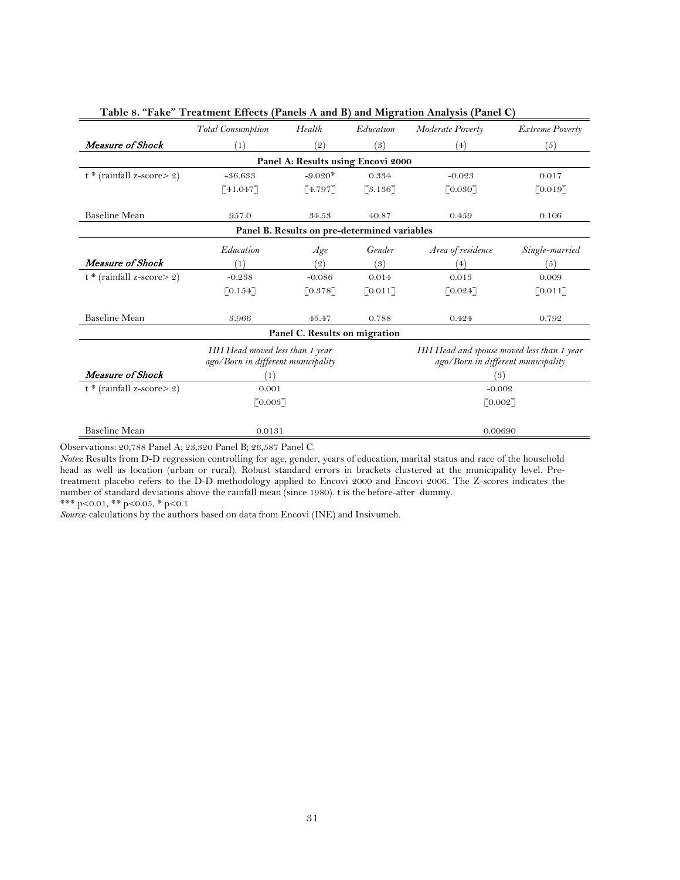**Table 8. "Fake" Treatment Effects (Panels A and B) and Migration Analysis (Panel C)**

| | *Total Consumption* | *Health* | *Education* | *Moderate Poverty* | *Extreme Poverty* |
|---|---|---|---|---|---|
| ***Measure of Shock*** | (1) | (2) | (3) | (4) | (5) |
| **Panel A: Results using Encovi 2000** | | | | | |
| t * (rainfall z-score> 2) | -36.633 | -9.020* | 0.334 | -0.023 | 0.017 |
| | [41.047] | [4.797] | [3.136] | [0.030] | [0.019] |
| Baseline Mean | 957.0 | 34.53 | 40.87 | 0.459 | 0.106 |
| **Panel B. Results on pre-determined variables** | | | | | |
| | *Education* | *Age* | *Gender* | *Area of residence* | *Single-married* |
| ***Measure of Shock*** | (1) | (2) | (3) | (4) | (5) |
| t * (rainfall z-score> 2) | -0.238 | -0.086 | 0.014 | 0.013 | 0.009 |
| | [0.154] | [0.378] | [0.011] | [0.024] | [0.011] |
| Baseline Mean | 3.966 | 45.47 | 0.788 | 0.424 | 0.792 |
| **Panel C. Results on migration** | | | | | |
| | *HH Head moved less than 1 year ago/Born in different municipality* | | | *HH Head and spouse moved less than 1 year ago/Born in different municipality* | |
| ***Measure of Shock*** | (1) | | | (3) | |
| t * (rainfall z-score> 2) | 0.001 | | | -0.002 | |
| | [0.003] | | | [0.002] | |
| Baseline Mean | 0.0131 | | | 0.00690 | |

Observations: 20,788 Panel A; 23,320 Panel B; 26,587 Panel C.

*Notes*: Results from D-D regression controlling for age, gender, years of education, marital status and race of the household head as well as location (urban or rural). Robust standard errors in brackets clustered at the municipality level. Pre-treatment placebo refers to the D-D methodology applied to Encovi 2000 and Encovi 2006. The Z-scores indicates the number of standard deviations above the rainfall mean (since 1980). t is the before-after dummy.

*** p<0.01, ** p<0.05, * p<0.1

*Source:* calculations by the authors based on data from Encovi (INE) and Insivumeh.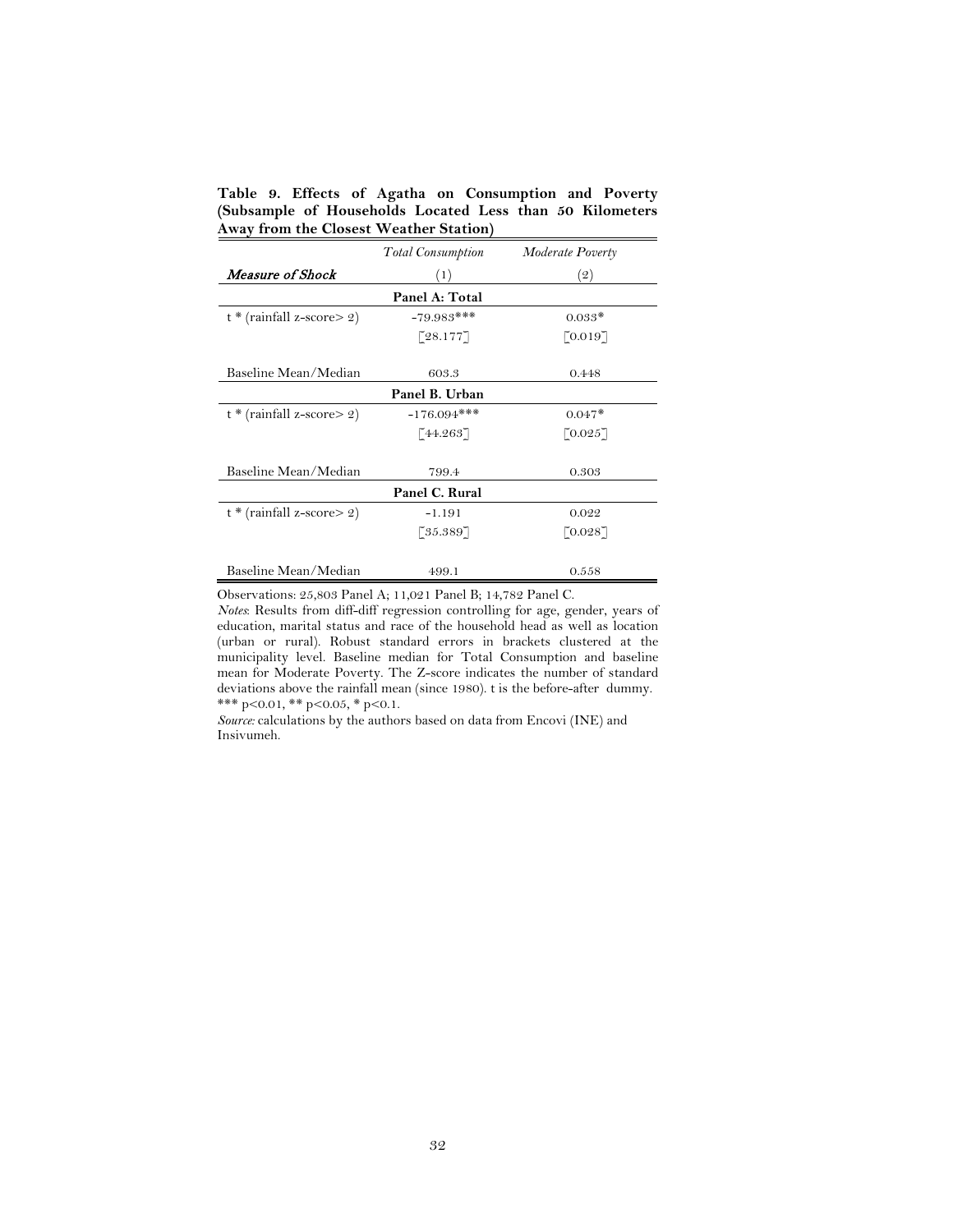**Table 9. Effects of Agatha on Consumption and Poverty (Subsample of Households Located Less than 50 Kilometers Away from the Closest Weather Station)**

| | *Total Consumption* | *Moderate Poverty* |
|---|---|---|
| ***Measure of Shock*** | (1) | (2) |
| **Panel A: Total** | | |
| t * (rainfall z-score> 2) | -79.983*** | 0.033* |
| | [28.177] | [0.019] |
| Baseline Mean/Median | 603.3 | 0.448 |
| **Panel B. Urban** | | |
| t * (rainfall z-score> 2) | -176.094*** | 0.047* |
| | [44.263] | [0.025] |
| Baseline Mean/Median | 799.4 | 0.303 |
| **Panel C. Rural** | | |
| t * (rainfall z-score> 2) | -1.191 | 0.022 |
| | [35.389] | [0.028] |
| Baseline Mean/Median | 499.1 | 0.558 |

Observations: 25,803 Panel A; 11,021 Panel B; 14,782 Panel C.

*Notes*: Results from diff-diff regression controlling for age, gender, years of education, marital status and race of the household head as well as location (urban or rural). Robust standard errors in brackets clustered at the municipality level. Baseline median for Total Consumption and baseline mean for Moderate Poverty. The Z-score indicates the number of standard deviations above the rainfall mean (since 1980). t is the before-after dummy. *** p<0.01, ** p<0.05, * p<0.1.

*Source:* calculations by the authors based on data from Encovi (INE) and Insivumeh.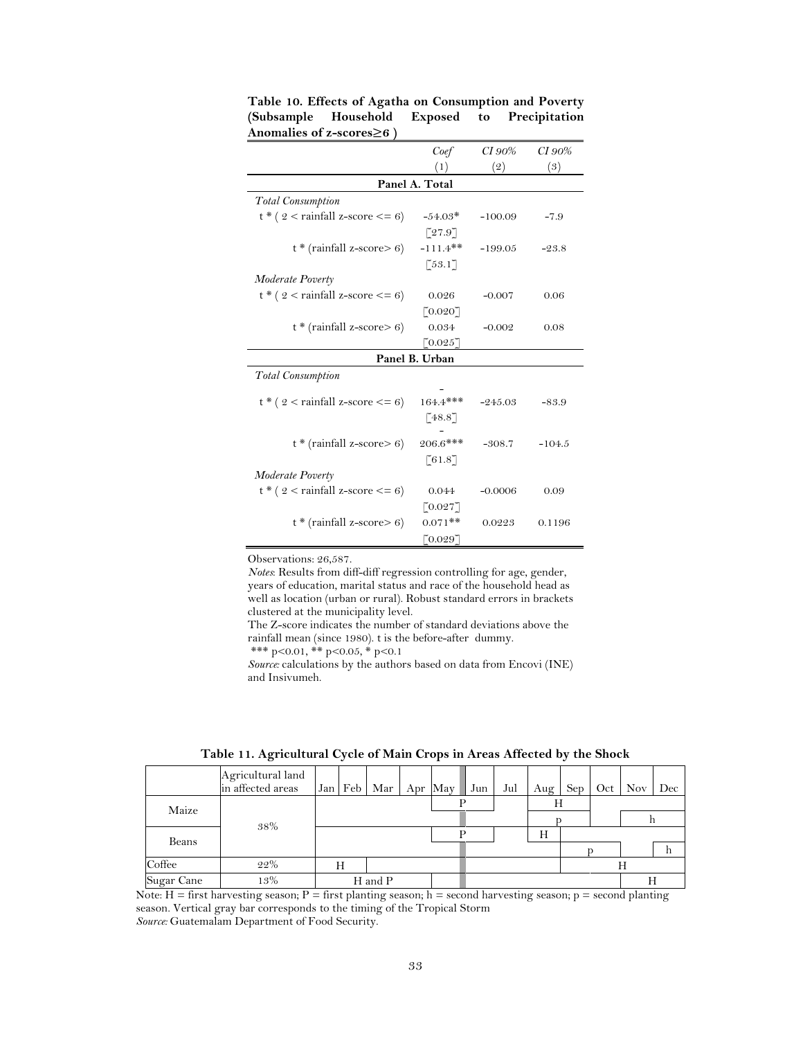**Table 10. Effects of Agatha on Consumption and Poverty (Subsample Household Exposed to Precipitation Anomalies of z-scores≥6 )**

| | *Coef* | *CI 90%* | *CI 90%* |
|---|---|---|---|
| | (1) | (2) | (3) |
| **Panel A. Total** | | | |
| *Total Consumption* | | | |
| t * ( 2 < rainfall z-score <= 6) | -54.03* | -100.09 | -7.9 |
| | [27.9] | | |
| t * (rainfall z-score> 6) | -111.4** | -199.05 | -23.8 |
| | [53.1] | | |
| *Moderate Poverty* | | | |
| t * ( 2 < rainfall z-score <= 6) | 0.026 | -0.007 | 0.06 |
| | [0.020] | | |
| t * (rainfall z-score> 6) | 0.034 | -0.002 | 0.08 |
| | [0.025] | | |
| **Panel B. Urban** | | | |
| *Total Consumption* | | | |
| t * ( 2 < rainfall z-score <= 6) | -164.4*** | -245.03 | -83.9 |
| | [48.8] | | |
| t * (rainfall z-score> 6) | -206.6*** | -308.7 | -104.5 |
| | [61.8] | | |
| *Moderate Poverty* | | | |
| t * ( 2 < rainfall z-score <= 6) | 0.044 | -0.0006 | 0.09 |
| | [0.027] | | |
| t * (rainfall z-score> 6) | 0.071** | 0.0223 | 0.1196 |
| | [0.029] | | |

Observations: 26,587.

*Notes*: Results from diff-diff regression controlling for age, gender, years of education, marital status and race of the household head as well as location (urban or rural). Robust standard errors in brackets clustered at the municipality level.

The Z-score indicates the number of standard deviations above the rainfall mean (since 1980). t is the before-after dummy.

*** p<0.01, ** p<0.05, * p<0.1

*Source:* calculations by the authors based on data from Encovi (INE) and Insivumeh.

**Table 11. Agricultural Cycle of Main Crops in Areas Affected by the Shock**

| | Agricultural land in affected areas | Jan | Feb | Mar | Apr | May | Jun | Jul | Aug | Sep | Oct | Nov | Dec |
|---|---|---|---|---|---|---|---|---|---|---|---|---|---|
| Maize | 38% | | | | | P | | | H | | | | |
| | | | | | | | | | | p | | h | |
| Beans | | | | | | P | | | H | | | | |
| | | | | | | | | | | p | | | h |
| Coffee | 22% | | H | | | | | | | | | H | |
| Sugar Cane | 13% | | | H and P | | | | | | | | H | |

Note: H = first harvesting season; P = first planting season; h = second harvesting season; p = second planting season. Vertical gray bar corresponds to the timing of the Tropical Storm

*Source:* Guatemalam Department of Food Security.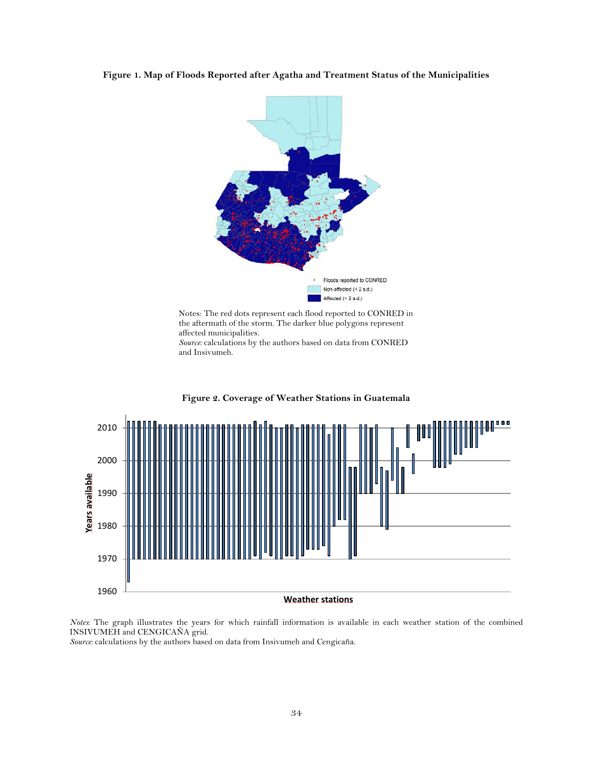**Figure 1. Map of Floods Reported after Agatha and Treatment Status of the Municipalities**

Floods reported to CONRED

Non-affected (< 2 s.d.)

Affected (> 2 s.d.)

Notes: The red dots represent each flood reported to CONRED in the aftermath of the storm. The darker blue polygons represent affected municipalities.
*Source:* calculations by the authors based on data from CONRED and Insivumeh.

**Figure 2. Coverage of Weather Stations in Guatemala**

Years available

2010

2000

1990

1980

1970

1960

Weather stations

*Notes*: The graph illustrates the years for which rainfall information is available in each weather station of the combined INSIVUMEH and CENGICAÑA grid.
*Source:* calculations by the authors based on data from Insivumeh and Cengicaña.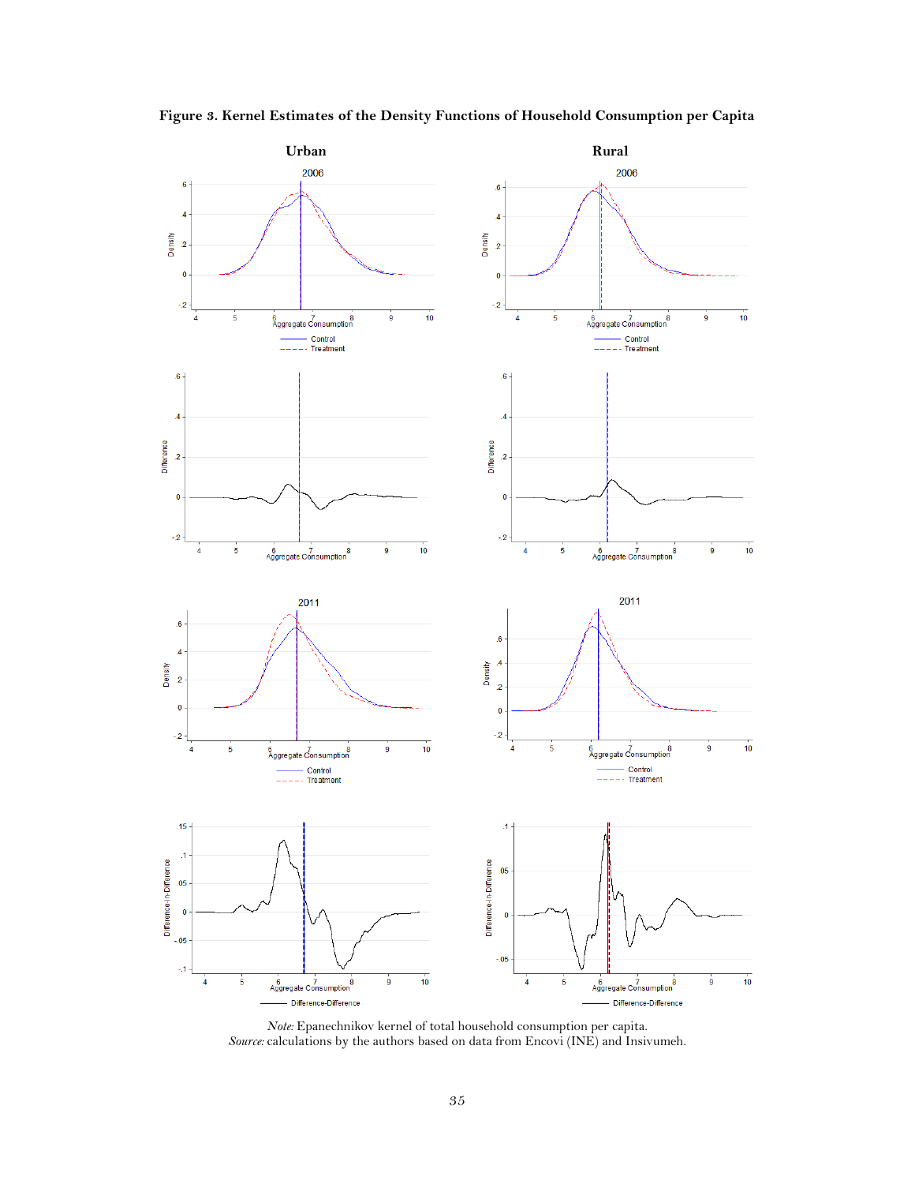**Figure 3. Kernel Estimates of the Density Functions of Household Consumption per Capita**

Urban

2006

Density

Aggregate Consumption

Control
Treatment

Difference

Aggregate Consumption

2011

Density

Aggregate Consumption

Control
Treatment

Difference-in-Difference

Aggregate Consumption

Difference-Difference

Rural

2006

Density

Aggregate Consumption

Control
Treatment

Difference

Aggregate Consumption

2011

Density

Aggregate Consumption

Control
Treatment

Difference-in-Difference

Aggregate Consumption

Difference-Difference

*Note:* Epanechnikov kernel of total household consumption per capita.
*Source:* calculations by the authors based on data from Encovi (INE) and Insivumeh.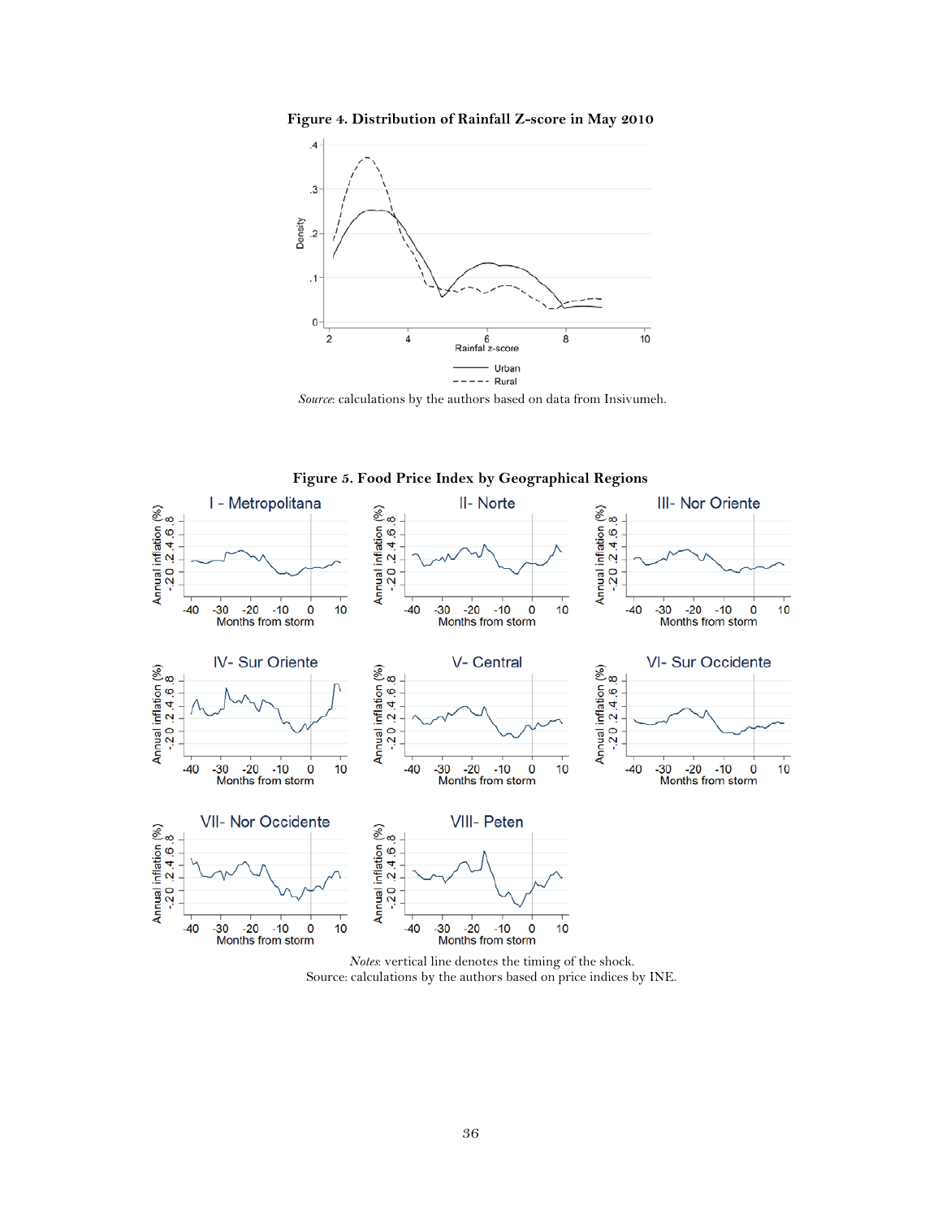**Figure 4. Distribution of Rainfall Z-score in May 2010**

Density

.4

.3

.2

.1

0

2

4

6

8

10

Rainfall z-score

Urban

Rural

*Source*: calculations by the authors based on data from Insivumeh.

**Figure 5. Food Price Index by Geographical Regions**

I - Metropolitana

II- Norte

III- Nor Oriente

IV- Sur Oriente

V- Central

VI- Sur Occidente

VII- Nor Occidente

VIII- Peten

Annual inflation (%)

-.2 0 .2 .4 .6 .8

-40 -30 -20 -10 0 10

Months from storm

*Notes*: vertical line denotes the timing of the shock.
Source: calculations by the authors based on price indices by INE.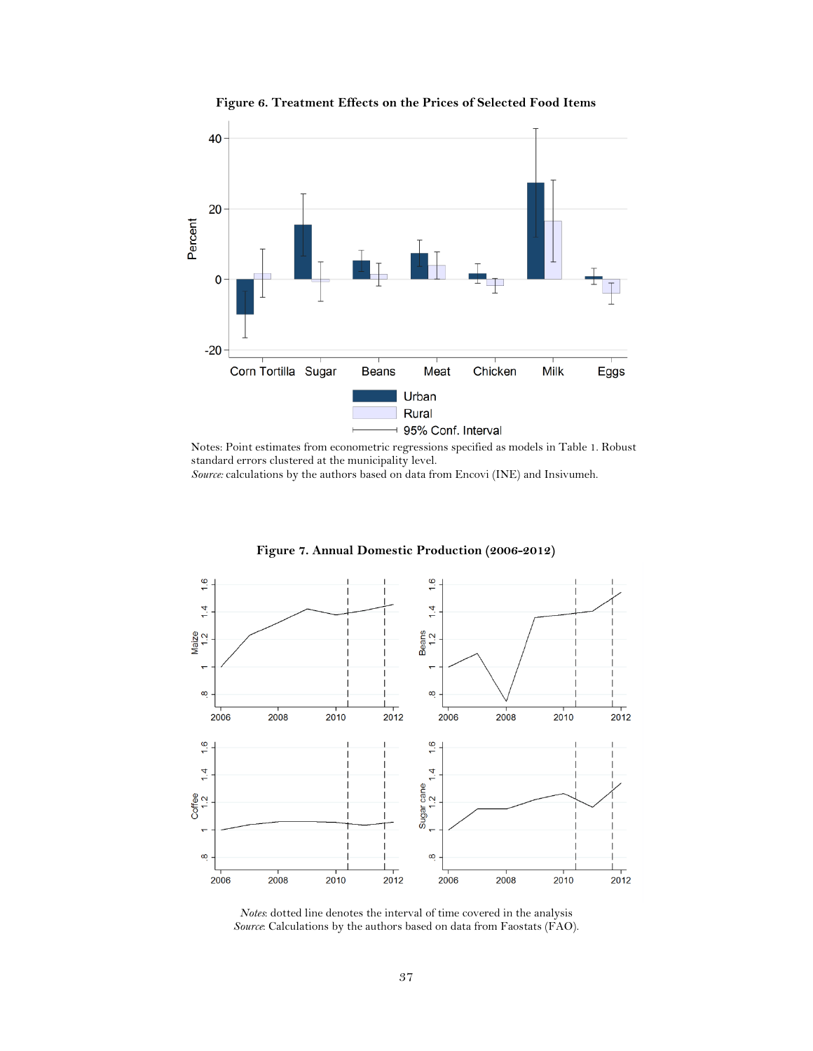**Figure 6. Treatment Effects on the Prices of Selected Food Items**

Percent

40

20

0

-20

Corn Tortilla Sugar Beans Meat Chicken Milk Eggs

Urban

Rural

95% Conf. Interval

Notes: Point estimates from econometric regressions specified as models in Table 1. Robust standard errors clustered at the municipality level.
*Source:* calculations by the authors based on data from Encovi (INE) and Insivumeh.

**Figure 7. Annual Domestic Production (2006-2012)**

Maize

.8 1 1.2 1.4 1.6

2006 2008 2010 2012

Beans

.8 1 1.2 1.4 1.6

2006 2008 2010 2012

Coffee

.8 1 1.2 1.4 1.6

2006 2008 2010 2012

Sugar cane

.8 1 1.2 1.4 1.6

2006 2008 2010 2012

*Notes*: dotted line denotes the interval of time covered in the analysis
*Source*: Calculations by the authors based on data from Faostats (FAO).